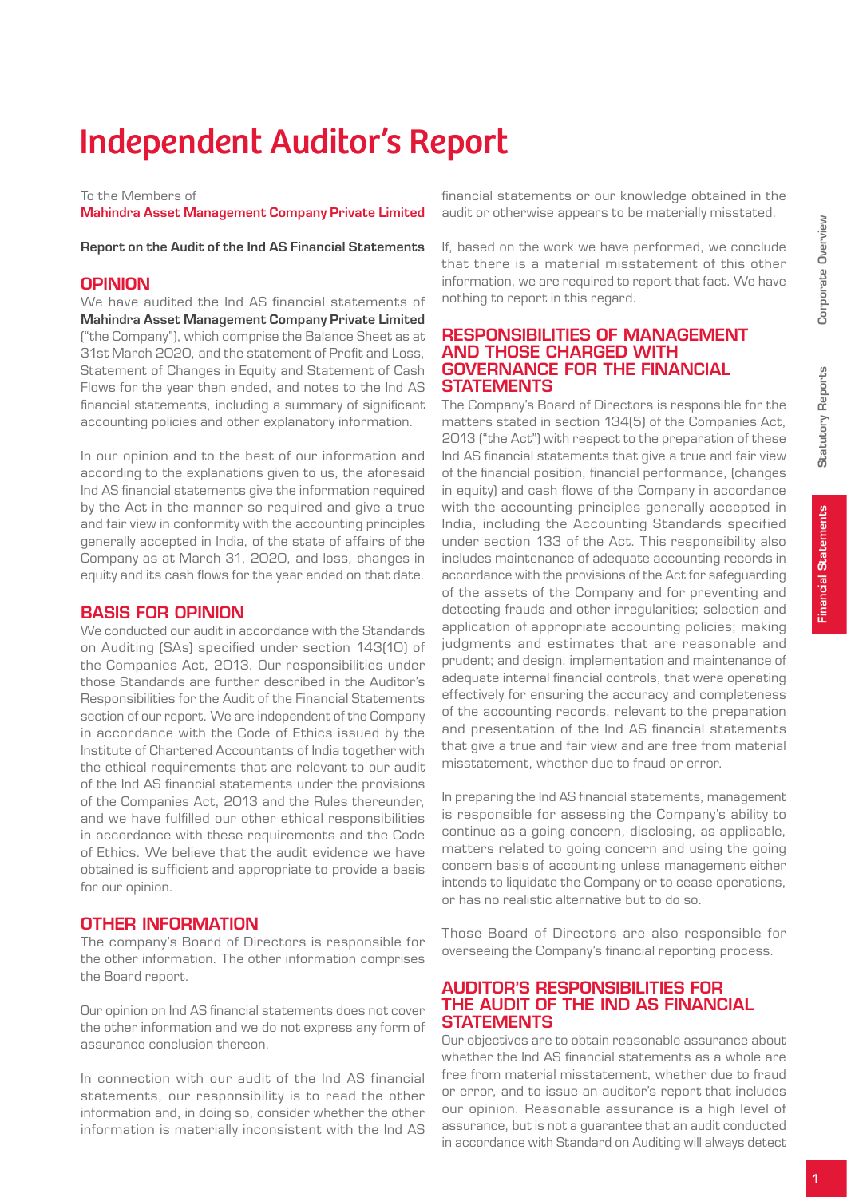# Independent Auditor's Report

To the Members of
**Mahindra Asset Management Company Private Limited**

**Report on the Audit of the Ind AS Financial Statements**

## OPINION

We have audited the Ind AS financial statements of **Mahindra Asset Management Company Private Limited** ("the Company"), which comprise the Balance Sheet as at 31st March 2020, and the statement of Profit and Loss, Statement of Changes in Equity and Statement of Cash Flows for the year then ended, and notes to the Ind AS financial statements, including a summary of significant accounting policies and other explanatory information.

In our opinion and to the best of our information and according to the explanations given to us, the aforesaid Ind AS financial statements give the information required by the Act in the manner so required and give a true and fair view in conformity with the accounting principles generally accepted in India, of the state of affairs of the Company as at March 31, 2020, and loss, changes in equity and its cash flows for the year ended on that date.

## BASIS FOR OPINION

We conducted our audit in accordance with the Standards on Auditing (SAs) specified under section 143(10) of the Companies Act, 2013. Our responsibilities under those Standards are further described in the Auditor's Responsibilities for the Audit of the Financial Statements section of our report. We are independent of the Company in accordance with the Code of Ethics issued by the Institute of Chartered Accountants of India together with the ethical requirements that are relevant to our audit of the Ind AS financial statements under the provisions of the Companies Act, 2013 and the Rules thereunder, and we have fulfilled our other ethical responsibilities in accordance with these requirements and the Code of Ethics. We believe that the audit evidence we have obtained is sufficient and appropriate to provide a basis for our opinion.

## OTHER INFORMATION

The company's Board of Directors is responsible for the other information. The other information comprises the Board report.

Our opinion on Ind AS financial statements does not cover the other information and we do not express any form of assurance conclusion thereon.

In connection with our audit of the Ind AS financial statements, our responsibility is to read the other information and, in doing so, consider whether the other information is materially inconsistent with the Ind AS financial statements or our knowledge obtained in the audit or otherwise appears to be materially misstated.

If, based on the work we have performed, we conclude that there is a material misstatement of this other information, we are required to report that fact. We have nothing to report in this regard.

## RESPONSIBILITIES OF MANAGEMENT AND THOSE CHARGED WITH GOVERNANCE FOR THE FINANCIAL STATEMENTS

The Company's Board of Directors is responsible for the matters stated in section 134(5) of the Companies Act, 2013 ("the Act") with respect to the preparation of these Ind AS financial statements that give a true and fair view of the financial position, financial performance, (changes in equity) and cash flows of the Company in accordance with the accounting principles generally accepted in India, including the Accounting Standards specified under section 133 of the Act. This responsibility also includes maintenance of adequate accounting records in accordance with the provisions of the Act for safeguarding of the assets of the Company and for preventing and detecting frauds and other irregularities; selection and application of appropriate accounting policies; making judgments and estimates that are reasonable and prudent; and design, implementation and maintenance of adequate internal financial controls, that were operating effectively for ensuring the accuracy and completeness of the accounting records, relevant to the preparation and presentation of the Ind AS financial statements that give a true and fair view and are free from material misstatement, whether due to fraud or error.

In preparing the Ind AS financial statements, management is responsible for assessing the Company's ability to continue as a going concern, disclosing, as applicable, matters related to going concern and using the going concern basis of accounting unless management either intends to liquidate the Company or to cease operations, or has no realistic alternative but to do so.

Those Board of Directors are also responsible for overseeing the Company's financial reporting process.

## AUDITOR'S RESPONSIBILITIES FOR THE AUDIT OF THE IND AS FINANCIAL STATEMENTS

Our objectives are to obtain reasonable assurance about whether the Ind AS financial statements as a whole are free from material misstatement, whether due to fraud or error, and to issue an auditor's report that includes our opinion. Reasonable assurance is a high level of assurance, but is not a guarantee that an audit conducted in accordance with Standard on Auditing will always detect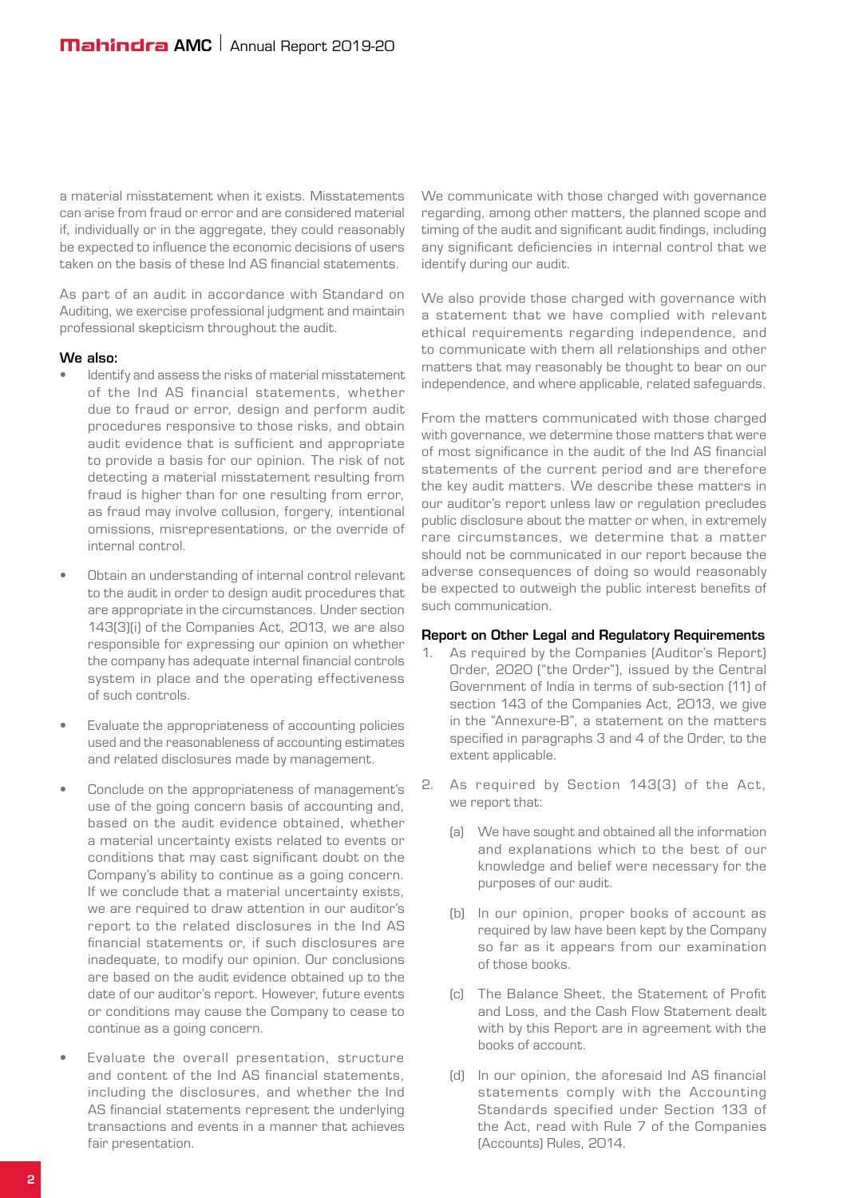a material misstatement when it exists. Misstatements can arise from fraud or error and are considered material if, individually or in the aggregate, they could reasonably be expected to influence the economic decisions of users taken on the basis of these Ind AS financial statements.

As part of an audit in accordance with Standard on Auditing, we exercise professional judgment and maintain professional skepticism throughout the audit.

**We also:**

- Identify and assess the risks of material misstatement of the Ind AS financial statements, whether due to fraud or error, design and perform audit procedures responsive to those risks, and obtain audit evidence that is sufficient and appropriate to provide a basis for our opinion. The risk of not detecting a material misstatement resulting from fraud is higher than for one resulting from error, as fraud may involve collusion, forgery, intentional omissions, misrepresentations, or the override of internal control.
- Obtain an understanding of internal control relevant to the audit in order to design audit procedures that are appropriate in the circumstances. Under section 143(3)(i) of the Companies Act, 2013, we are also responsible for expressing our opinion on whether the company has adequate internal financial controls system in place and the operating effectiveness of such controls.
- Evaluate the appropriateness of accounting policies used and the reasonableness of accounting estimates and related disclosures made by management.
- Conclude on the appropriateness of management's use of the going concern basis of accounting and, based on the audit evidence obtained, whether a material uncertainty exists related to events or conditions that may cast significant doubt on the Company's ability to continue as a going concern. If we conclude that a material uncertainty exists, we are required to draw attention in our auditor's report to the related disclosures in the Ind AS financial statements or, if such disclosures are inadequate, to modify our opinion. Our conclusions are based on the audit evidence obtained up to the date of our auditor's report. However, future events or conditions may cause the Company to cease to continue as a going concern.
- Evaluate the overall presentation, structure and content of the Ind AS financial statements, including the disclosures, and whether the Ind AS financial statements represent the underlying transactions and events in a manner that achieves fair presentation.

We communicate with those charged with governance regarding, among other matters, the planned scope and timing of the audit and significant audit findings, including any significant deficiencies in internal control that we identify during our audit.

We also provide those charged with governance with a statement that we have complied with relevant ethical requirements regarding independence, and to communicate with them all relationships and other matters that may reasonably be thought to bear on our independence, and where applicable, related safeguards.

From the matters communicated with those charged with governance, we determine those matters that were of most significance in the audit of the Ind AS financial statements of the current period and are therefore the key audit matters. We describe these matters in our auditor's report unless law or regulation precludes public disclosure about the matter or when, in extremely rare circumstances, we determine that a matter should not be communicated in our report because the adverse consequences of doing so would reasonably be expected to outweigh the public interest benefits of such communication.

**Report on Other Legal and Regulatory Requirements**

1. As required by the Companies (Auditor's Report) Order, 2020 ("the Order"), issued by the Central Government of India in terms of sub-section (11) of section 143 of the Companies Act, 2013, we give in the "Annexure-B", a statement on the matters specified in paragraphs 3 and 4 of the Order, to the extent applicable.
2. As required by Section 143(3) of the Act, we report that:
    (a) We have sought and obtained all the information and explanations which to the best of our knowledge and belief were necessary for the purposes of our audit.

    (b) In our opinion, proper books of account as required by law have been kept by the Company so far as it appears from our examination of those books.

    (c) The Balance Sheet, the Statement of Profit and Loss, and the Cash Flow Statement dealt with by this Report are in agreement with the books of account.

    (d) In our opinion, the aforesaid Ind AS financial statements comply with the Accounting Standards specified under Section 133 of the Act, read with Rule 7 of the Companies (Accounts) Rules, 2014.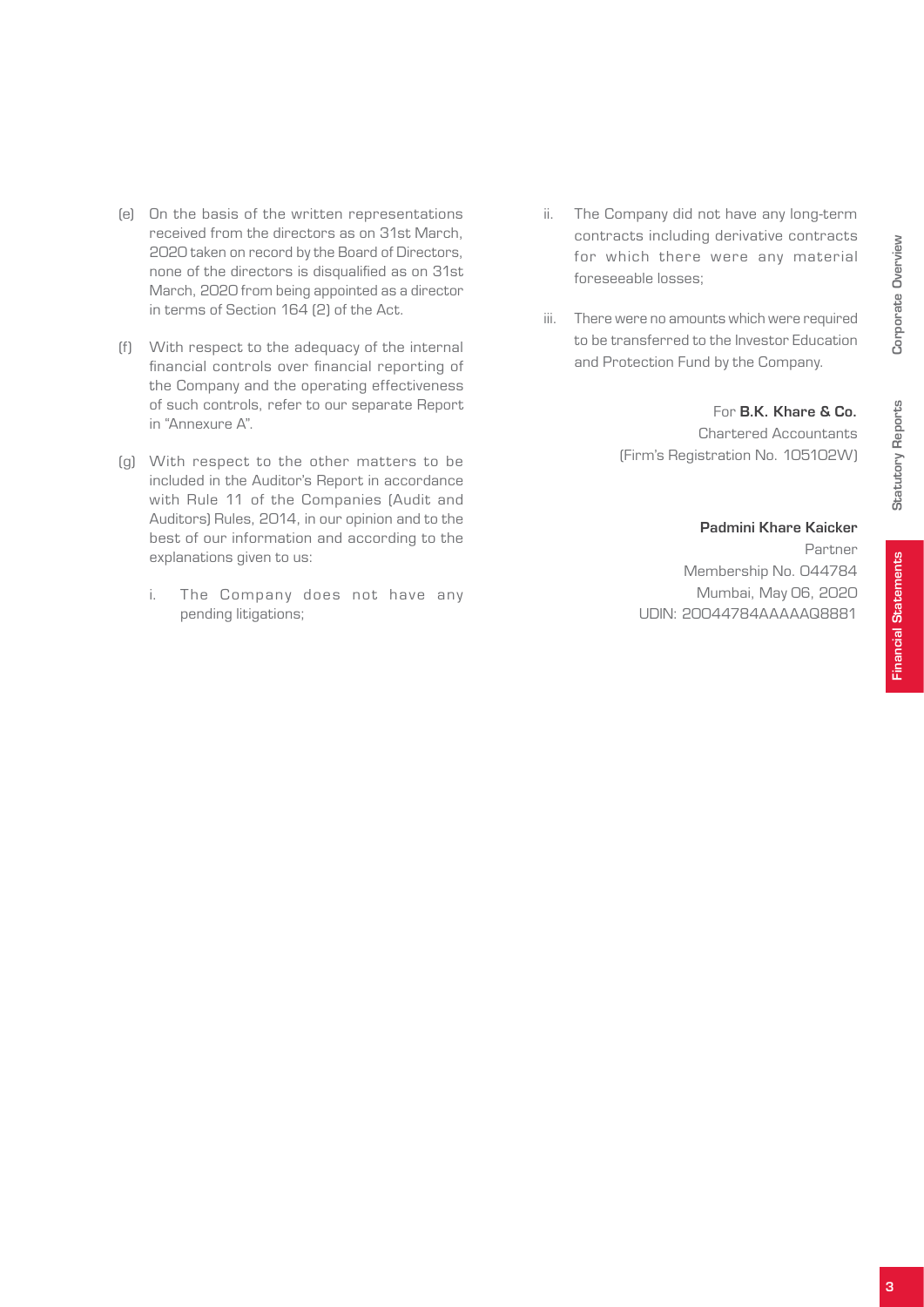(e) On the basis of the written representations received from the directors as on 31st March, 2020 taken on record by the Board of Directors, none of the directors is disqualified as on 31st March, 2020 from being appointed as a director in terms of Section 164 (2) of the Act.

(f) With respect to the adequacy of the internal financial controls over financial reporting of the Company and the operating effectiveness of such controls, refer to our separate Report in "Annexure A".

(g) With respect to the other matters to be included in the Auditor's Report in accordance with Rule 11 of the Companies (Audit and Auditors) Rules, 2014, in our opinion and to the best of our information and according to the explanations given to us:

   i. The Company does not have any pending litigations;

   ii. The Company did not have any long-term contracts including derivative contracts for which there were any material foreseeable losses;

   iii. There were no amounts which were required to be transferred to the Investor Education and Protection Fund by the Company.

For **B.K. Khare & Co.**
Chartered Accountants
(Firm's Registration No. 105102W)

**Padmini Khare Kaicker**
Partner
Membership No. 044784
Mumbai, May 06, 2020
UDIN: 20044784AAAAAQ8881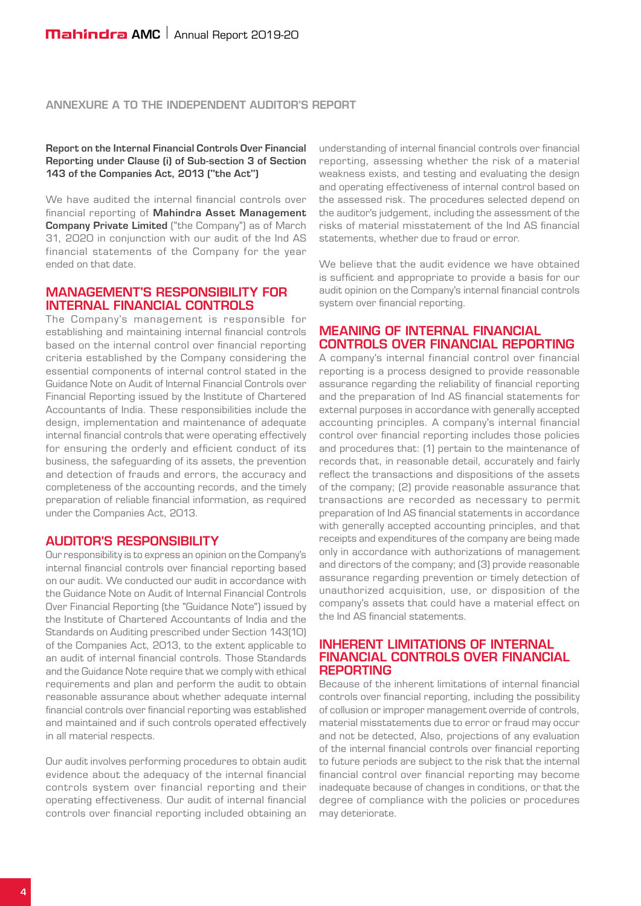## ANNEXURE A TO THE INDEPENDENT AUDITOR'S REPORT

**Report on the Internal Financial Controls Over Financial Reporting under Clause (i) of Sub-section 3 of Section 143 of the Companies Act, 2013 ("the Act")**

We have audited the internal financial controls over financial reporting of **Mahindra Asset Management Company Private Limited** ("the Company") as of March 31, 2020 in conjunction with our audit of the Ind AS financial statements of the Company for the year ended on that date.

### MANAGEMENT'S RESPONSIBILITY FOR INTERNAL FINANCIAL CONTROLS

The Company's management is responsible for establishing and maintaining internal financial controls based on the internal control over financial reporting criteria established by the Company considering the essential components of internal control stated in the Guidance Note on Audit of Internal Financial Controls over Financial Reporting issued by the Institute of Chartered Accountants of India. These responsibilities include the design, implementation and maintenance of adequate internal financial controls that were operating effectively for ensuring the orderly and efficient conduct of its business, the safeguarding of its assets, the prevention and detection of frauds and errors, the accuracy and completeness of the accounting records, and the timely preparation of reliable financial information, as required under the Companies Act, 2013.

### AUDITOR'S RESPONSIBILITY

Our responsibility is to express an opinion on the Company's internal financial controls over financial reporting based on our audit. We conducted our audit in accordance with the Guidance Note on Audit of Internal Financial Controls Over Financial Reporting (the "Guidance Note") issued by the Institute of Chartered Accountants of India and the Standards on Auditing prescribed under Section 143(10) of the Companies Act, 2013, to the extent applicable to an audit of internal financial controls. Those Standards and the Guidance Note require that we comply with ethical requirements and plan and perform the audit to obtain reasonable assurance about whether adequate internal financial controls over financial reporting was established and maintained and if such controls operated effectively in all material respects.

Our audit involves performing procedures to obtain audit evidence about the adequacy of the internal financial controls system over financial reporting and their operating effectiveness. Our audit of internal financial controls over financial reporting included obtaining an understanding of internal financial controls over financial reporting, assessing whether the risk of a material weakness exists, and testing and evaluating the design and operating effectiveness of internal control based on the assessed risk. The procedures selected depend on the auditor's judgement, including the assessment of the risks of material misstatement of the Ind AS financial statements, whether due to fraud or error.

We believe that the audit evidence we have obtained is sufficient and appropriate to provide a basis for our audit opinion on the Company's internal financial controls system over financial reporting.

### MEANING OF INTERNAL FINANCIAL CONTROLS OVER FINANCIAL REPORTING

A company's internal financial control over financial reporting is a process designed to provide reasonable assurance regarding the reliability of financial reporting and the preparation of Ind AS financial statements for external purposes in accordance with generally accepted accounting principles. A company's internal financial control over financial reporting includes those policies and procedures that: (1) pertain to the maintenance of records that, in reasonable detail, accurately and fairly reflect the transactions and dispositions of the assets of the company; (2) provide reasonable assurance that transactions are recorded as necessary to permit preparation of Ind AS financial statements in accordance with generally accepted accounting principles, and that receipts and expenditures of the company are being made only in accordance with authorizations of management and directors of the company; and (3) provide reasonable assurance regarding prevention or timely detection of unauthorized acquisition, use, or disposition of the company's assets that could have a material effect on the Ind AS financial statements.

### INHERENT LIMITATIONS OF INTERNAL FINANCIAL CONTROLS OVER FINANCIAL REPORTING

Because of the inherent limitations of internal financial controls over financial reporting, including the possibility of collusion or improper management override of controls, material misstatements due to error or fraud may occur and not be detected, Also, projections of any evaluation of the internal financial controls over financial reporting to future periods are subject to the risk that the internal financial control over financial reporting may become inadequate because of changes in conditions, or that the degree of compliance with the policies or procedures may deteriorate.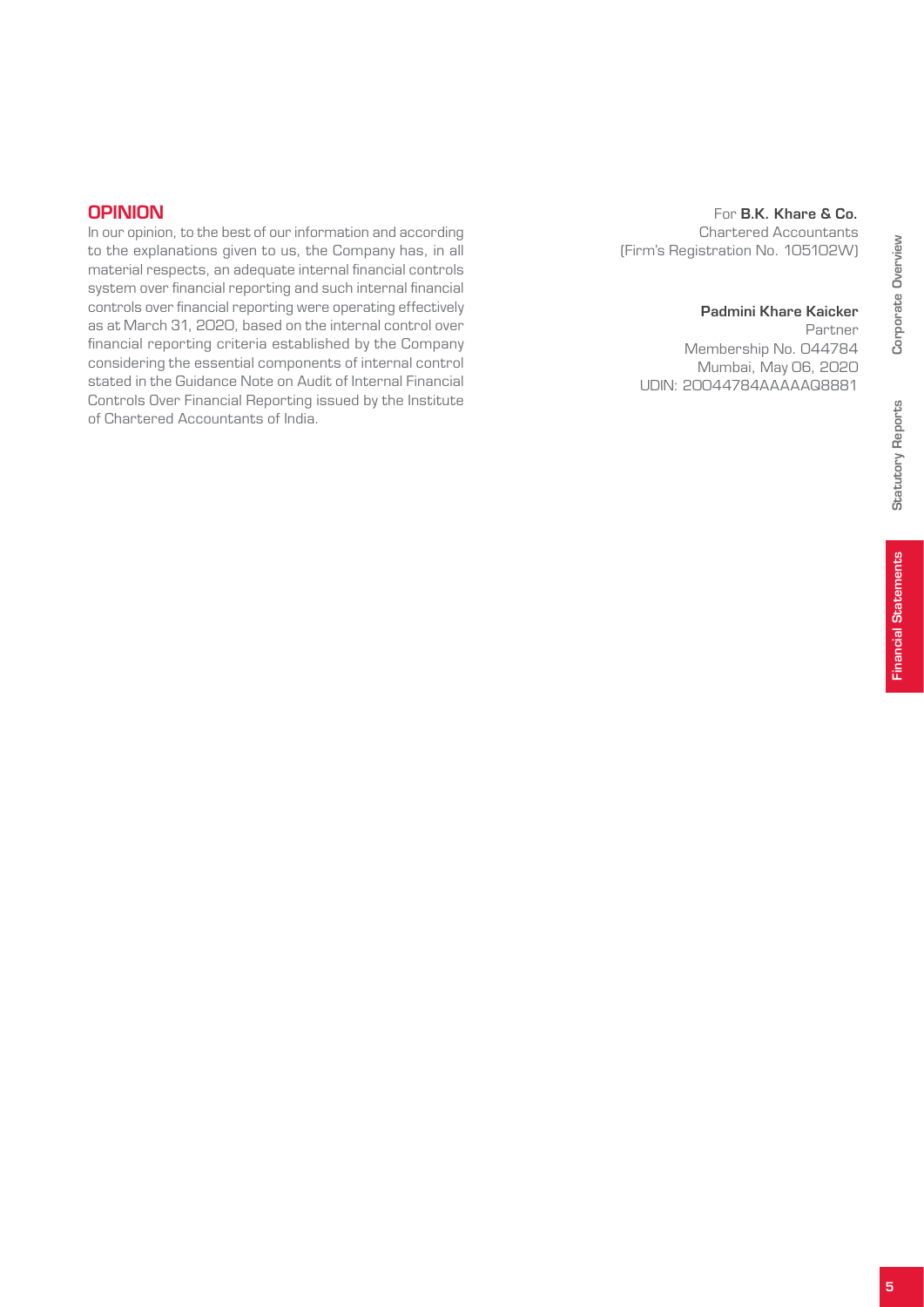## OPINION

In our opinion, to the best of our information and according to the explanations given to us, the Company has, in all material respects, an adequate internal financial controls system over financial reporting and such internal financial controls over financial reporting were operating effectively as at March 31, 2020, based on the internal control over financial reporting criteria established by the Company considering the essential components of internal control stated in the Guidance Note on Audit of Internal Financial Controls Over Financial Reporting issued by the Institute of Chartered Accountants of India.

For **B.K. Khare & Co.**
Chartered Accountants
(Firm's Registration No. 105102W)

**Padmini Khare Kaicker**
Partner
Membership No. 044784
Mumbai, May 06, 2020
UDIN: 20044784AAAAAQ8881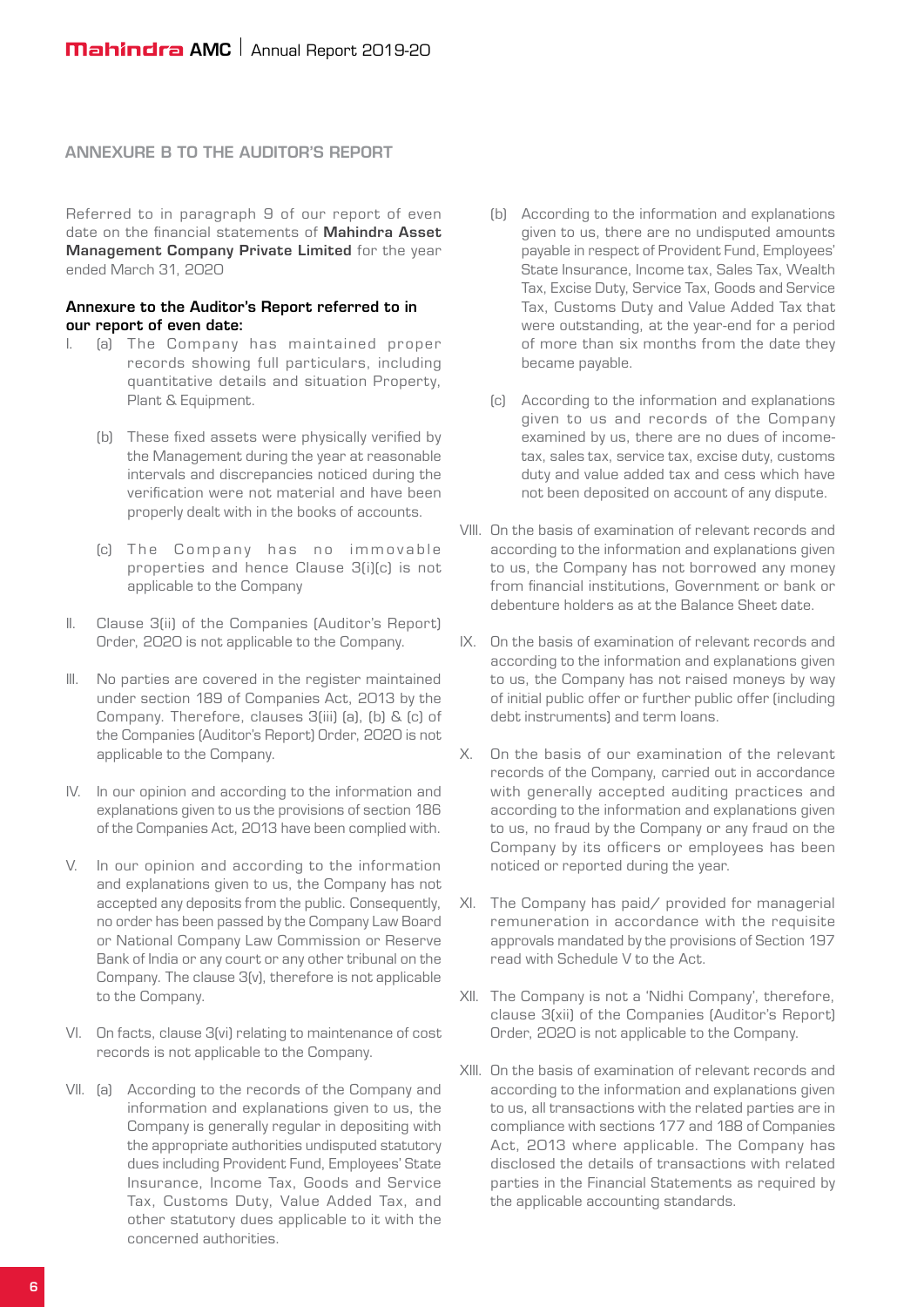## ANNEXURE B TO THE AUDITOR'S REPORT

Referred to in paragraph 9 of our report of even date on the financial statements of **Mahindra Asset Management Company Private Limited** for the year ended March 31, 2020

**Annexure to the Auditor's Report referred to in our report of even date:**

I. (a) The Company has maintained proper records showing full particulars, including quantitative details and situation Property, Plant & Equipment.

   (b) These fixed assets were physically verified by the Management during the year at reasonable intervals and discrepancies noticed during the verification were not material and have been properly dealt with in the books of accounts.

   (c) The Company has no immovable properties and hence Clause 3(i)(c) is not applicable to the Company

II. Clause 3(ii) of the Companies (Auditor's Report) Order, 2020 is not applicable to the Company.

III. No parties are covered in the register maintained under section 189 of Companies Act, 2013 by the Company. Therefore, clauses 3(iii) (a), (b) & (c) of the Companies (Auditor's Report) Order, 2020 is not applicable to the Company.

IV. In our opinion and according to the information and explanations given to us the provisions of section 186 of the Companies Act, 2013 have been complied with.

V. In our opinion and according to the information and explanations given to us, the Company has not accepted any deposits from the public. Consequently, no order has been passed by the Company Law Board or National Company Law Commission or Reserve Bank of India or any court or any other tribunal on the Company. The clause 3(v), therefore is not applicable to the Company.

VI. On facts, clause 3(vi) relating to maintenance of cost records is not applicable to the Company.

VII. (a) According to the records of the Company and information and explanations given to us, the Company is generally regular in depositing with the appropriate authorities undisputed statutory dues including Provident Fund, Employees' State Insurance, Income Tax, Goods and Service Tax, Customs Duty, Value Added Tax, and other statutory dues applicable to it with the concerned authorities.

   (b) According to the information and explanations given to us, there are no undisputed amounts payable in respect of Provident Fund, Employees' State Insurance, Income tax, Sales Tax, Wealth Tax, Excise Duty, Service Tax, Goods and Service Tax, Customs Duty and Value Added Tax that were outstanding, at the year-end for a period of more than six months from the date they became payable.

   (c) According to the information and explanations given to us and records of the Company examined by us, there are no dues of income-tax, sales tax, service tax, excise duty, customs duty and value added tax and cess which have not been deposited on account of any dispute.

VIII. On the basis of examination of relevant records and according to the information and explanations given to us, the Company has not borrowed any money from financial institutions, Government or bank or debenture holders as at the Balance Sheet date.

IX. On the basis of examination of relevant records and according to the information and explanations given to us, the Company has not raised moneys by way of initial public offer or further public offer (including debt instruments) and term loans.

X. On the basis of our examination of the relevant records of the Company, carried out in accordance with generally accepted auditing practices and according to the information and explanations given to us, no fraud by the Company or any fraud on the Company by its officers or employees has been noticed or reported during the year.

XI. The Company has paid/ provided for managerial remuneration in accordance with the requisite approvals mandated by the provisions of Section 197 read with Schedule V to the Act.

XII. The Company is not a 'Nidhi Company', therefore, clause 3(xii) of the Companies (Auditor's Report) Order, 2020 is not applicable to the Company.

XIII. On the basis of examination of relevant records and according to the information and explanations given to us, all transactions with the related parties are in compliance with sections 177 and 188 of Companies Act, 2013 where applicable. The Company has disclosed the details of transactions with related parties in the Financial Statements as required by the applicable accounting standards.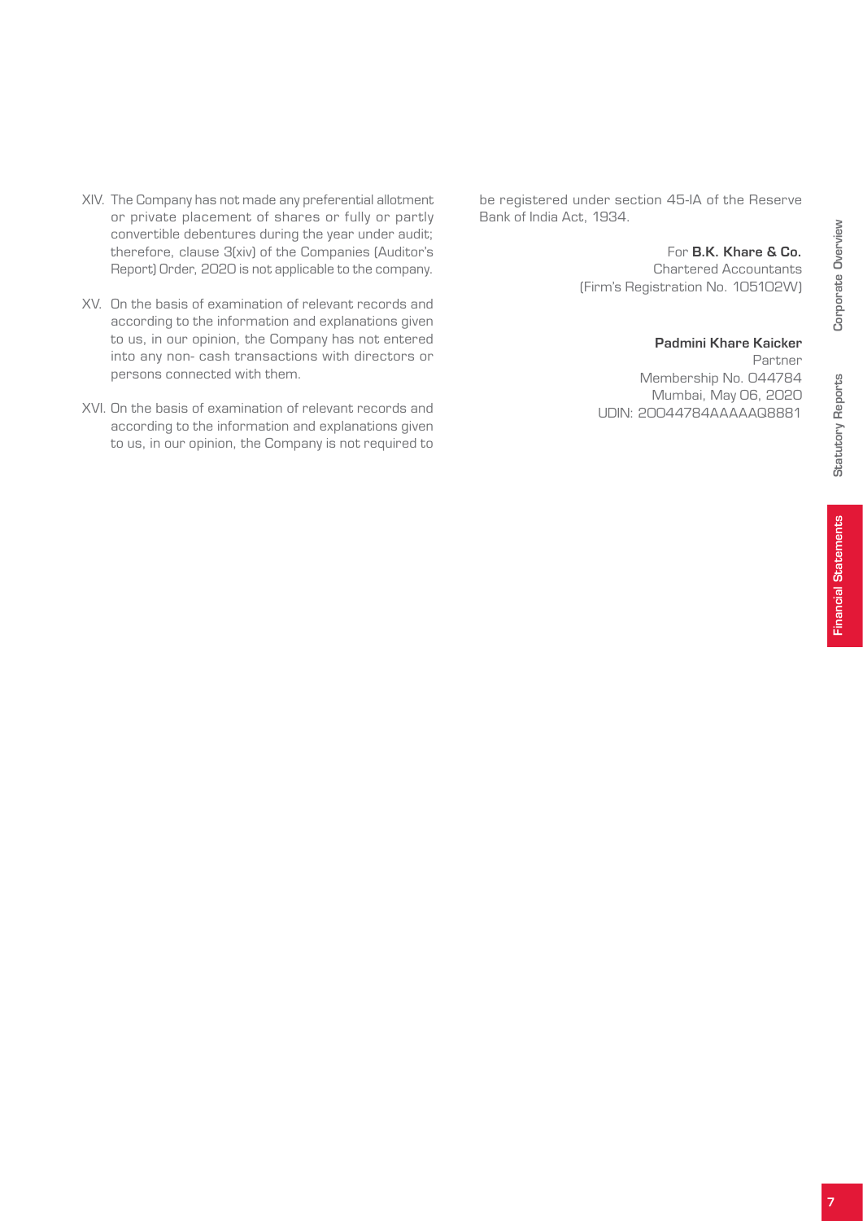XIV. The Company has not made any preferential allotment or private placement of shares or fully or partly convertible debentures during the year under audit; therefore, clause 3(xiv) of the Companies (Auditor's Report) Order, 2020 is not applicable to the company.

XV. On the basis of examination of relevant records and according to the information and explanations given to us, in our opinion, the Company has not entered into any non- cash transactions with directors or persons connected with them.

XVI. On the basis of examination of relevant records and according to the information and explanations given to us, in our opinion, the Company is not required to be registered under section 45-IA of the Reserve Bank of India Act, 1934.

For **B.K. Khare & Co.**
Chartered Accountants
(Firm's Registration No. 105102W)

**Padmini Khare Kaicker**
Partner
Membership No. 044784
Mumbai, May 06, 2020
UDIN: 20044784AAAAAQ8881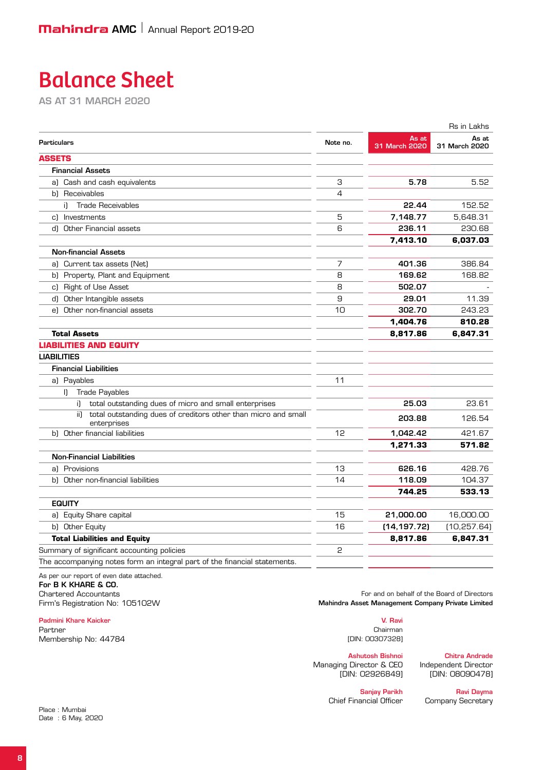# Balance Sheet

AS AT 31 MARCH 2020

Rs in Lakhs

| Particulars | Note no. | As at 31 March 2020 | As at 31 March 2020 |
|---|---|---|---|
| **ASSETS** | | | |
| **Financial Assets** | | | |
| a) Cash and cash equivalents | 3 | **5.78** | 5.52 |
| b) Receivables | 4 | | |
| i) Trade Receivables | | **22.44** | 152.52 |
| c) Investments | 5 | **7,148.77** | 5,648.31 |
| d) Other Financial assets | 6 | **236.11** | 230.68 |
| | | **7,413.10** | **6,037.03** |
| **Non-financial Assets** | | | |
| a) Current tax assets (Net) | 7 | **401.36** | 386.84 |
| b) Property, Plant and Equipment | 8 | **169.62** | 168.82 |
| c) Right of Use Asset | 8 | **502.07** | - |
| d) Other Intangible assets | 9 | **29.01** | 11.39 |
| e) Other non-financial assets | 10 | **302.70** | 243.23 |
| | | **1,404.76** | **810.28** |
| **Total Assets** | | **8,817.86** | **6,847.31** |
| **LIABILITIES AND EQUITY** | | | |
| **LIABILITIES** | | | |
| **Financial Liabilities** | | | |
| a) Payables | 11 | | |
| I) Trade Payables | | | |
| i) total outstanding dues of micro and small enterprises | | **25.03** | 23.61 |
| ii) total outstanding dues of creditors other than micro and small enterprises | | **203.88** | 126.54 |
| b) Other financial liabilities | 12 | **1,042.42** | 421.67 |
| | | **1,271.33** | **571.82** |
| **Non-Financial Liabilities** | | | |
| a) Provisions | 13 | **626.16** | 428.76 |
| b) Other non-financial liabilities | 14 | **118.09** | 104.37 |
| | | **744.25** | **533.13** |
| **EQUITY** | | | |
| a) Equity Share capital | 15 | **21,000.00** | 16,000.00 |
| b) Other Equity | 16 | **(14,197.72)** | (10,257.64) |
| **Total Liabilities and Equity** | | **8,817.86** | **6,847.31** |
| Summary of significant accounting policies | 2 | | |
| The accompanying notes form an integral part of the financial statements. | | | |

As per our report of even date attached.
**For B K KHARE & CO.**
Chartered Accountants
Firm's Registration No: 105102W

Padmini Khare Kaicker
Partner
Membership No: 44784

For and on behalf of the Board of Directors
**Mahindra Asset Management Company Private Limited**

V. Ravi
Chairman
[DIN: 00307328]

Ashutosh Bishnoi
Managing Director & CEO
[DIN: 02926849]

Chitra Andrade
Independent Director
[DIN: 08090478]

Sanjay Parikh
Chief Financial Officer

Ravi Dayma
Company Secretary

Place : Mumbai
Date : 6 May, 2020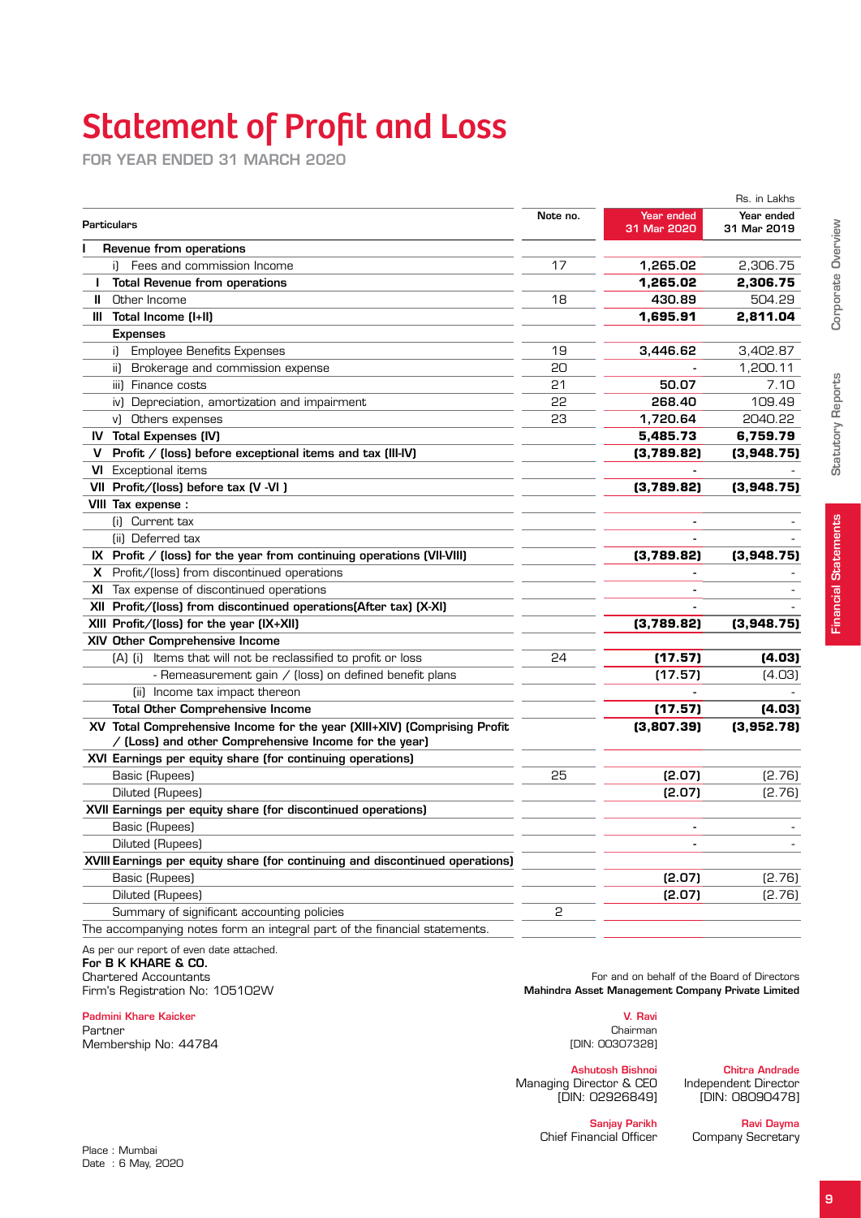# Statement of Profit and Loss

**FOR YEAR ENDED 31 MARCH 2020**

Rs. in Lakhs

| Particulars | Note no. | Year ended 31 Mar 2020 | Year ended 31 Mar 2019 |
|---|---|---|---|
| **I Revenue from operations** | | | |
| i) Fees and commission Income | 17 | **1,265.02** | 2,306.75 |
| **I Total Revenue from operations** | | **1,265.02** | **2,306.75** |
| **II** Other Income | 18 | **430.89** | 504.29 |
| **III Total Income (I+II)** | | **1,695.91** | **2,811.04** |
| **Expenses** | | | |
| i) Employee Benefits Expenses | 19 | **3,446.62** | 3,402.87 |
| ii) Brokerage and commission expense | 20 | - | 1,200.11 |
| iii) Finance costs | 21 | **50.07** | 7.10 |
| iv) Depreciation, amortization and impairment | 22 | **268.40** | 109.49 |
| v) Others expenses | 23 | **1,720.64** | 2040.22 |
| **IV Total Expenses (IV)** | | **5,485.73** | **6,759.79** |
| **V Profit / (loss) before exceptional items and tax (III-IV)** | | **(3,789.82)** | **(3,948.75)** |
| **VI** Exceptional items | | - | - |
| **VII Profit/(loss) before tax (V -VI )** | | **(3,789.82)** | **(3,948.75)** |
| **VIII Tax expense :** | | | |
| (i) Current tax | | - | - |
| (ii) Deferred tax | | - | - |
| **IX Profit / (loss) for the year from continuing operations (VII-VIII)** | | **(3,789.82)** | **(3,948.75)** |
| **X** Profit/(loss) from discontinued operations | | - | - |
| **XI** Tax expense of discontinued operations | | - | - |
| **XII Profit/(loss) from discontinued operations(After tax) (X-XI)** | | - | - |
| **XIII Profit/(loss) for the year (IX+XII)** | | **(3,789.82)** | **(3,948.75)** |
| **XIV Other Comprehensive Income** | | | |
| (A) (i) Items that will not be reclassified to profit or loss | 24 | **(17.57)** | **(4.03)** |
| - Remeasurement gain / (loss) on defined benefit plans | | (17.57) | (4.03) |
| (ii) Income tax impact thereon | | - | - |
| **Total Other Comprehensive Income** | | **(17.57)** | **(4.03)** |
| **XV Total Comprehensive Income for the year (XIII+XIV) (Comprising Profit / (Loss) and other Comprehensive Income for the year)** | | **(3,807.39)** | **(3,952.78)** |
| **XVI Earnings per equity share (for continuing operations)** | | | |
| Basic (Rupees) | 25 | **(2.07)** | (2.76) |
| Diluted (Rupees) | | **(2.07)** | (2.76) |
| **XVII Earnings per equity share (for discontinued operations)** | | | |
| Basic (Rupees) | | - | - |
| Diluted (Rupees) | | - | - |
| **XVIII Earnings per equity share (for continuing and discontinued operations)** | | | |
| Basic (Rupees) | | **(2.07)** | (2.76) |
| Diluted (Rupees) | | **(2.07)** | (2.76) |
| Summary of significant accounting policies | 2 | | |

The accompanying notes form an integral part of the financial statements.

As per our report of even date attached.

**For B K KHARE & CO.**
Chartered Accountants
Firm's Registration No: 105102W

**Padmini Khare Kaicker**
Partner
Membership No: 44784

For and on behalf of the Board of Directors
**Mahindra Asset Management Company Private Limited**

**V. Ravi**
Chairman
[DIN: 00307328]

**Ashutosh Bishnoi**
Managing Director & CEO
[DIN: 02926849]

**Chitra Andrade**
Independent Director
[DIN: 08090478]

**Sanjay Parikh**
Chief Financial Officer

**Ravi Dayma**
Company Secretary

Place : Mumbai
Date : 6 May, 2020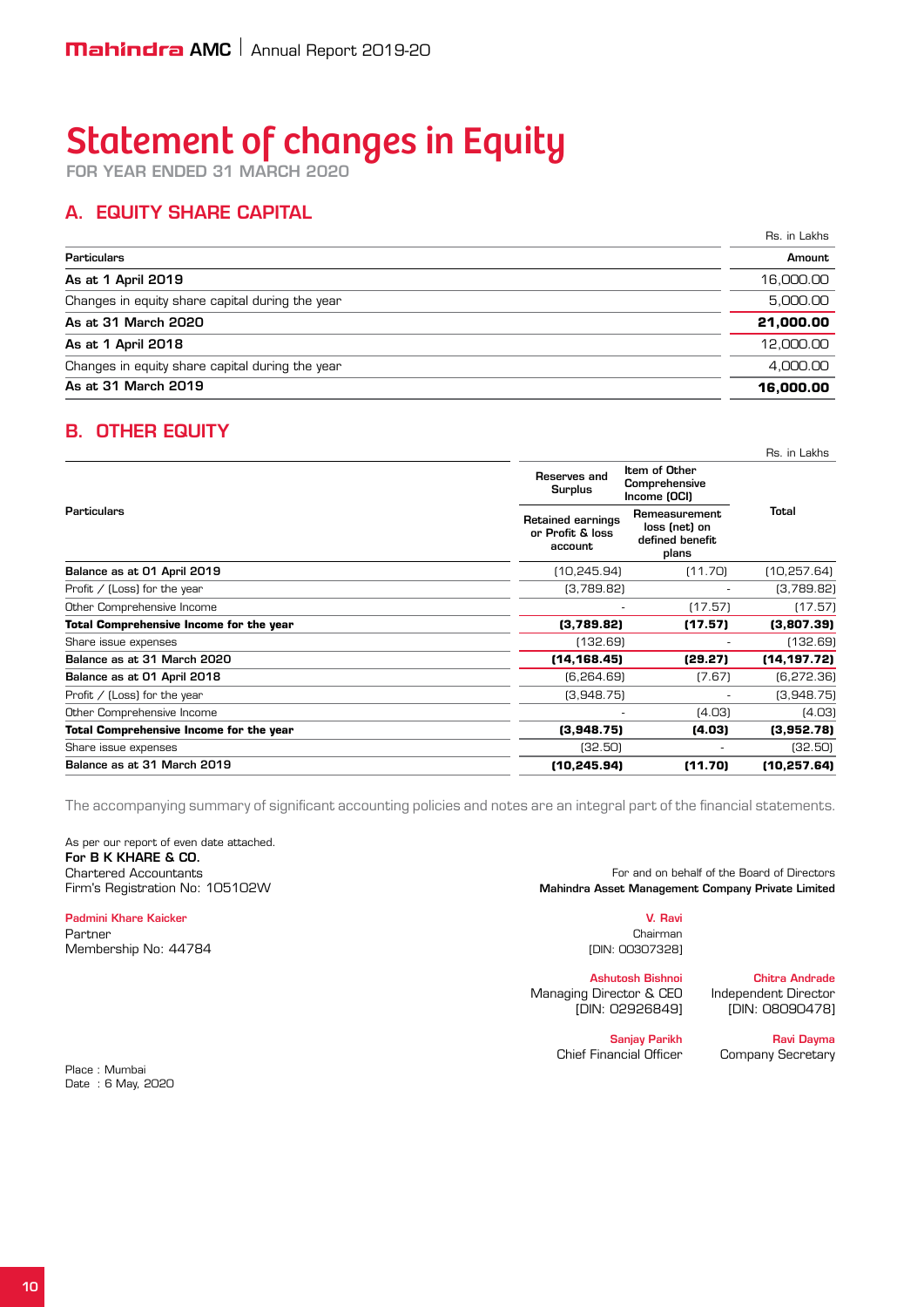# Statement of changes in Equity

**FOR YEAR ENDED 31 MARCH 2020**

## A. EQUITY SHARE CAPITAL

Rs. in Lakhs

| Particulars | Amount |
|---|---|
| **As at 1 April 2019** | 16,000.00 |
| Changes in equity share capital during the year | 5,000.00 |
| **As at 31 March 2020** | **21,000.00** |
| **As at 1 April 2018** | 12,000.00 |
| Changes in equity share capital during the year | 4,000.00 |
| **As at 31 March 2019** | **16,000.00** |

## B. OTHER EQUITY

Rs. in Lakhs

| Particulars | Reserves and Surplus | Item of Other Comprehensive Income (OCI) | Total |
|---|---|---|---|
| | Retained earnings or Profit & loss account | Remeasurement loss (net) on defined benefit plans | |
| **Balance as at 01 April 2019** | (10,245.94) | (11.70) | (10,257.64) |
| Profit / (Loss) for the year | (3,789.82) | - | (3,789.82) |
| Other Comprehensive Income | - | (17.57) | (17.57) |
| **Total Comprehensive Income for the year** | **(3,789.82)** | **(17.57)** | **(3,807.39)** |
| Share issue expenses | (132.69) | - | (132.69) |
| **Balance as at 31 March 2020** | **(14,168.45)** | **(29.27)** | **(14,197.72)** |
| **Balance as at 01 April 2018** | (6,264.69) | (7.67) | (6,272.36) |
| Profit / (Loss) for the year | (3,948.75) | - | (3,948.75) |
| Other Comprehensive Income | - | (4.03) | (4.03) |
| **Total Comprehensive Income for the year** | **(3,948.75)** | **(4.03)** | **(3,952.78)** |
| Share issue expenses | (32.50) | - | (32.50) |
| **Balance as at 31 March 2019** | **(10,245.94)** | **(11.70)** | **(10,257.64)** |

The accompanying summary of significant accounting policies and notes are an integral part of the financial statements.

As per our report of even date attached.
**For B K KHARE & CO.**
Chartered Accountants
Firm's Registration No: 105102W

**Padmini Khare Kaicker**
Partner
Membership No: 44784

Place : Mumbai
Date : 6 May, 2020

For and on behalf of the Board of Directors
**Mahindra Asset Management Company Private Limited**

**V. Ravi**
Chairman
[DIN: 00307328]

**Ashutosh Bishnoi**
Managing Director & CEO
[DIN: 02926849]

**Chitra Andrade**
Independent Director
[DIN: 08090478]

**Sanjay Parikh**
Chief Financial Officer

**Ravi Dayma**
Company Secretary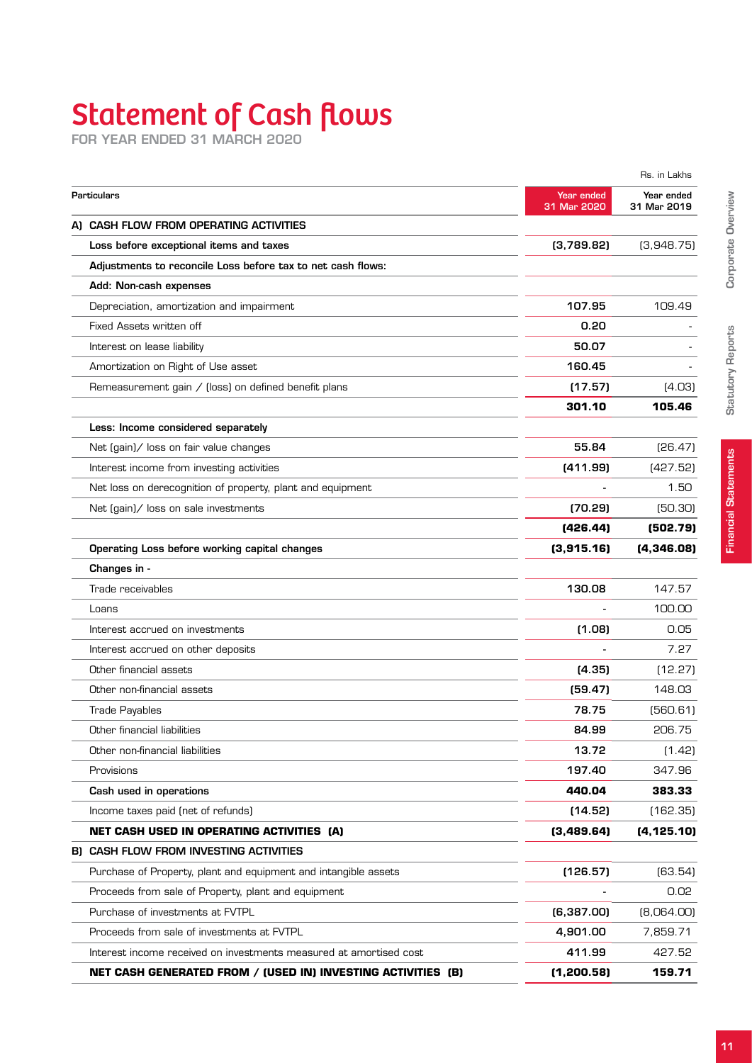# Statement of Cash flows

FOR YEAR ENDED 31 MARCH 2020

Rs. in Lakhs

| Particulars | Year ended 31 Mar 2020 | Year ended 31 Mar 2019 |
|---|---|---|
| **A) CASH FLOW FROM OPERATING ACTIVITIES** | | |
| **Loss before exceptional items and taxes** | **(3,789.82)** | (3,948.75) |
| **Adjustments to reconcile Loss before tax to net cash flows:** | | |
| **Add: Non-cash expenses** | | |
| Depreciation, amortization and impairment | **107.95** | 109.49 |
| Fixed Assets written off | **0.20** | - |
| Interest on lease liability | **50.07** | - |
| Amortization on Right of Use asset | **160.45** | - |
| Remeasurement gain / (loss) on defined benefit plans | **(17.57)** | (4.03) |
| | **301.10** | **105.46** |
| **Less: Income considered separately** | | |
| Net (gain)/ loss on fair value changes | **55.84** | (26.47) |
| Interest income from investing activities | **(411.99)** | (427.52) |
| Net loss on derecognition of property, plant and equipment | - | 1.50 |
| Net (gain)/ loss on sale investments | **(70.29)** | (50.30) |
| | **(426.44)** | **(502.79)** |
| **Operating Loss before working capital changes** | **(3,915.16)** | **(4,346.08)** |
| **Changes in -** | | |
| Trade receivables | **130.08** | 147.57 |
| Loans | - | 100.00 |
| Interest accrued on investments | **(1.08)** | 0.05 |
| Interest accrued on other deposits | - | 7.27 |
| Other financial assets | **(4.35)** | (12.27) |
| Other non-financial assets | **(59.47)** | 148.03 |
| Trade Payables | **78.75** | (560.61) |
| Other financial liabilities | **84.99** | 206.75 |
| Other non-financial liabilities | **13.72** | (1.42) |
| Provisions | **197.40** | 347.96 |
| **Cash used in operations** | **440.04** | **383.33** |
| Income taxes paid (net of refunds) | **(14.52)** | (162.35) |
| **NET CASH USED IN OPERATING ACTIVITIES (A)** | **(3,489.64)** | **(4,125.10)** |
| **B) CASH FLOW FROM INVESTING ACTIVITIES** | | |
| Purchase of Property, plant and equipment and intangible assets | **(126.57)** | (63.54) |
| Proceeds from sale of Property, plant and equipment | - | 0.02 |
| Purchase of investments at FVTPL | **(6,387.00)** | (8,064.00) |
| Proceeds from sale of investments at FVTPL | **4,901.00** | 7,859.71 |
| Interest income received on investments measured at amortised cost | **411.99** | 427.52 |
| **NET CASH GENERATED FROM / (USED IN) INVESTING ACTIVITIES (B)** | **(1,200.58)** | **159.71** |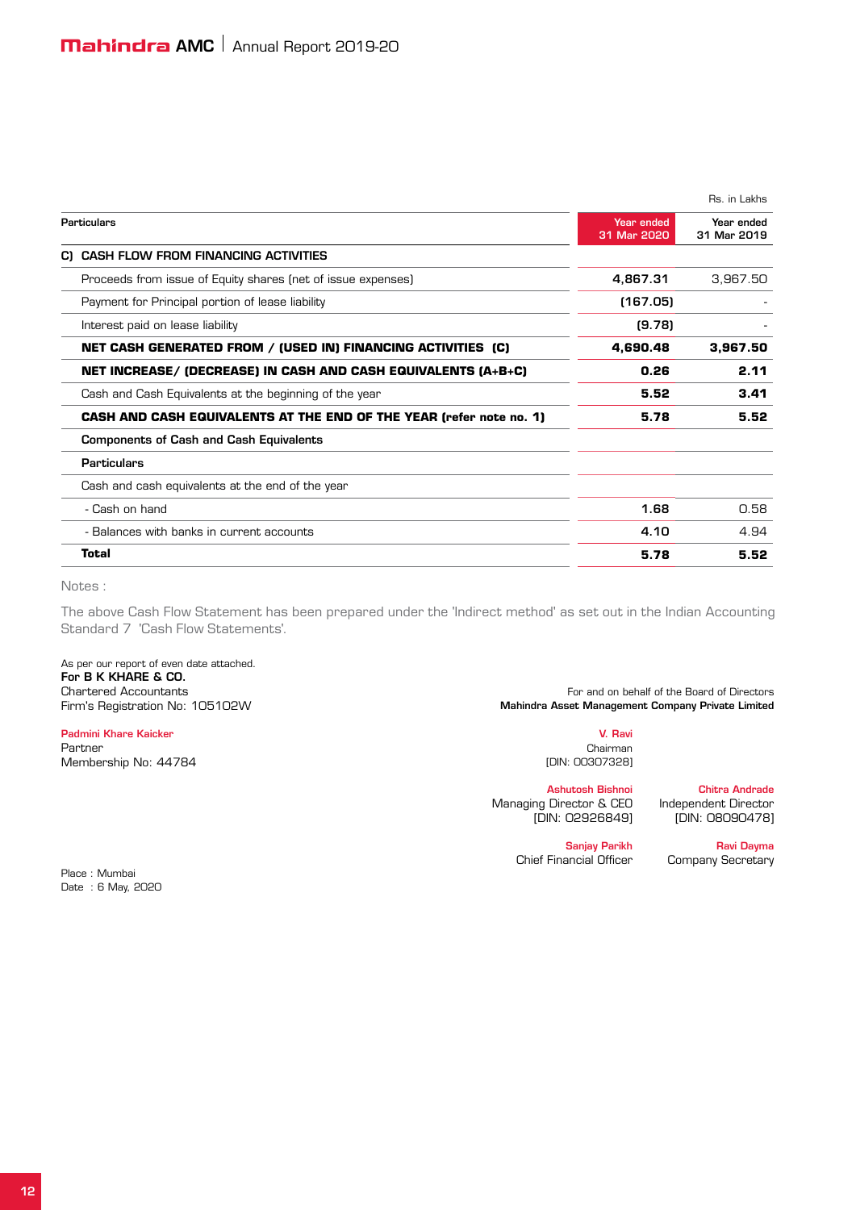Rs. in Lakhs

| Particulars | Year ended 31 Mar 2020 | Year ended 31 Mar 2019 |
|---|---|---|
| **C) CASH FLOW FROM FINANCING ACTIVITIES** | | |
| Proceeds from issue of Equity shares (net of issue expenses) | **4,867.31** | 3,967.50 |
| Payment for Principal portion of lease liability | **(167.05)** | - |
| Interest paid on lease liability | **(9.78)** | - |
| **NET CASH GENERATED FROM / (USED IN) FINANCING ACTIVITIES (C)** | **4,690.48** | **3,967.50** |
| **NET INCREASE/ (DECREASE) IN CASH AND CASH EQUIVALENTS (A+B+C)** | **0.26** | **2.11** |
| Cash and Cash Equivalents at the beginning of the year | **5.52** | **3.41** |
| **CASH AND CASH EQUIVALENTS AT THE END OF THE YEAR (refer note no. 1)** | **5.78** | **5.52** |
| **Components of Cash and Cash Equivalents** | | |
| **Particulars** | | |
| Cash and cash equivalents at the end of the year | | |
| - Cash on hand | **1.68** | 0.58 |
| - Balances with banks in current accounts | **4.10** | 4.94 |
| **Total** | **5.78** | **5.52** |

Notes :

The above Cash Flow Statement has been prepared under the 'Indirect method' as set out in the Indian Accounting Standard 7 'Cash Flow Statements'.

As per our report of even date attached.
**For B K KHARE & CO.**
Chartered Accountants
Firm's Registration No: 105102W

Padmini Khare Kaicker
Partner
Membership No: 44784

For and on behalf of the Board of Directors
**Mahindra Asset Management Company Private Limited**

V. Ravi
Chairman
[DIN: 00307328]

Ashutosh Bishnoi
Managing Director & CEO
[DIN: 02926849]

Chitra Andrade
Independent Director
[DIN: 08090478]

Sanjay Parikh
Chief Financial Officer

Ravi Dayma
Company Secretary

Place : Mumbai
Date : 6 May, 2020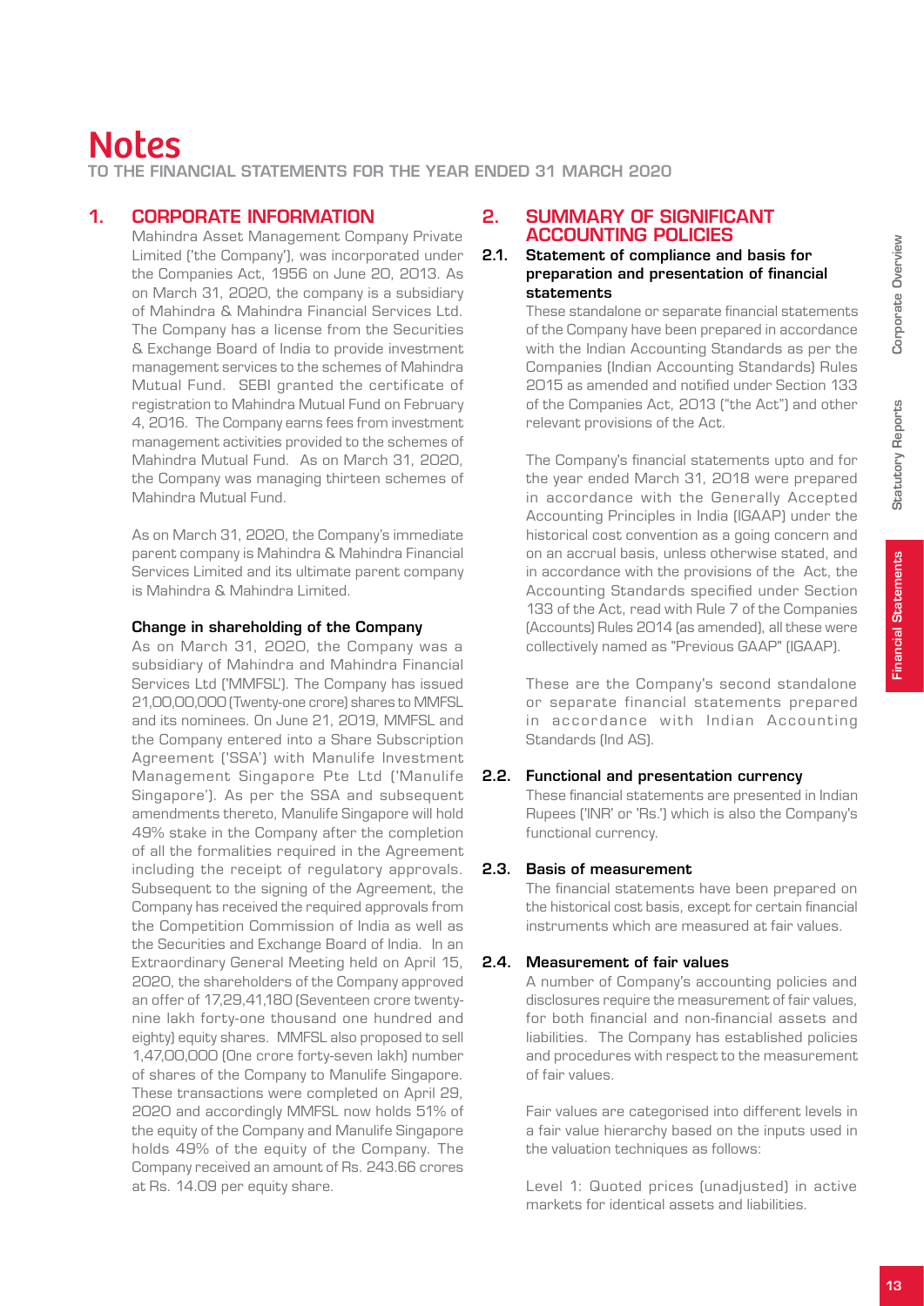# Notes

**TO THE FINANCIAL STATEMENTS FOR THE YEAR ENDED 31 MARCH 2020**

## 1. CORPORATE INFORMATION

Mahindra Asset Management Company Private Limited ('the Company'), was incorporated under the Companies Act, 1956 on June 20, 2013. As on March 31, 2020, the company is a subsidiary of Mahindra & Mahindra Financial Services Ltd. The Company has a license from the Securities & Exchange Board of India to provide investment management services to the schemes of Mahindra Mutual Fund. SEBI granted the certificate of registration to Mahindra Mutual Fund on February 4, 2016. The Company earns fees from investment management activities provided to the schemes of Mahindra Mutual Fund. As on March 31, 2020, the Company was managing thirteen schemes of Mahindra Mutual Fund.

As on March 31, 2020, the Company's immediate parent company is Mahindra & Mahindra Financial Services Limited and its ultimate parent company is Mahindra & Mahindra Limited.

**Change in shareholding of the Company**

As on March 31, 2020, the Company was a subsidiary of Mahindra and Mahindra Financial Services Ltd ('MMFSL'). The Company has issued 21,00,00,000 (Twenty-one crore) shares to MMFSL and its nominees. On June 21, 2019, MMFSL and the Company entered into a Share Subscription Agreement ('SSA') with Manulife Investment Management Singapore Pte Ltd ('Manulife Singapore'). As per the SSA and subsequent amendments thereto, Manulife Singapore will hold 49% stake in the Company after the completion of all the formalities required in the Agreement including the receipt of regulatory approvals. Subsequent to the signing of the Agreement, the Company has received the required approvals from the Competition Commission of India as well as the Securities and Exchange Board of India. In an Extraordinary General Meeting held on April 15, 2020, the shareholders of the Company approved an offer of 17,29,41,180 (Seventeen crore twenty-nine lakh forty-one thousand one hundred and eighty) equity shares. MMFSL also proposed to sell 1,47,00,000 (One crore forty-seven lakh) number of shares of the Company to Manulife Singapore. These transactions were completed on April 29, 2020 and accordingly MMFSL now holds 51% of the equity of the Company and Manulife Singapore holds 49% of the equity of the Company. The Company received an amount of Rs. 243.66 crores at Rs. 14.09 per equity share.

## 2. SUMMARY OF SIGNIFICANT ACCOUNTING POLICIES

### 2.1. Statement of compliance and basis for preparation and presentation of financial statements

These standalone or separate financial statements of the Company have been prepared in accordance with the Indian Accounting Standards as per the Companies (Indian Accounting Standards) Rules 2015 as amended and notified under Section 133 of the Companies Act, 2013 ("the Act") and other relevant provisions of the Act.

The Company's financial statements upto and for the year ended March 31, 2018 were prepared in accordance with the Generally Accepted Accounting Principles in India (IGAAP) under the historical cost convention as a going concern and on an accrual basis, unless otherwise stated, and in accordance with the provisions of the Act, the Accounting Standards specified under Section 133 of the Act, read with Rule 7 of the Companies (Accounts) Rules 2014 (as amended), all these were collectively named as "Previous GAAP" (IGAAP).

These are the Company's second standalone or separate financial statements prepared in accordance with Indian Accounting Standards (Ind AS).

### 2.2. Functional and presentation currency

These financial statements are presented in Indian Rupees ('INR' or 'Rs.') which is also the Company's functional currency.

### 2.3. Basis of measurement

The financial statements have been prepared on the historical cost basis, except for certain financial instruments which are measured at fair values.

### 2.4. Measurement of fair values

A number of Company's accounting policies and disclosures require the measurement of fair values, for both financial and non-financial assets and liabilities. The Company has established policies and procedures with respect to the measurement of fair values.

Fair values are categorised into different levels in a fair value hierarchy based on the inputs used in the valuation techniques as follows:

Level 1: Quoted prices (unadjusted) in active markets for identical assets and liabilities.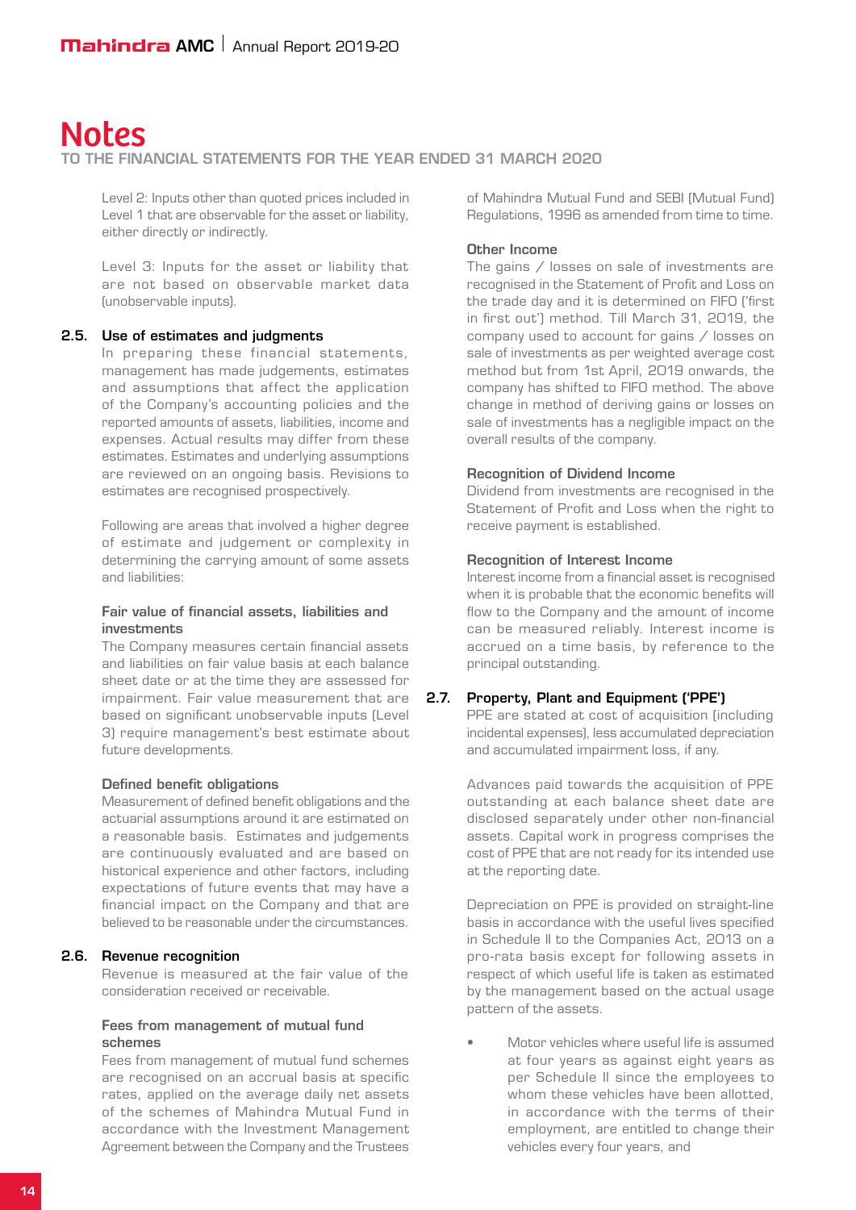# Notes

## TO THE FINANCIAL STATEMENTS FOR THE YEAR ENDED 31 MARCH 2020

Level 2: Inputs other than quoted prices included in Level 1 that are observable for the asset or liability, either directly or indirectly.

Level 3: Inputs for the asset or liability that are not based on observable market data (unobservable inputs).

### 2.5. Use of estimates and judgments

In preparing these financial statements, management has made judgements, estimates and assumptions that affect the application of the Company's accounting policies and the reported amounts of assets, liabilities, income and expenses. Actual results may differ from these estimates. Estimates and underlying assumptions are reviewed on an ongoing basis. Revisions to estimates are recognised prospectively.

Following are areas that involved a higher degree of estimate and judgement or complexity in determining the carrying amount of some assets and liabilities:

**Fair value of financial assets, liabilities and investments**

The Company measures certain financial assets and liabilities on fair value basis at each balance sheet date or at the time they are assessed for impairment. Fair value measurement that are based on significant unobservable inputs (Level 3) require management's best estimate about future developments.

**Defined benefit obligations**

Measurement of defined benefit obligations and the actuarial assumptions around it are estimated on a reasonable basis. Estimates and judgements are continuously evaluated and are based on historical experience and other factors, including expectations of future events that may have a financial impact on the Company and that are believed to be reasonable under the circumstances.

### 2.6. Revenue recognition

Revenue is measured at the fair value of the consideration received or receivable.

**Fees from management of mutual fund schemes**

Fees from management of mutual fund schemes are recognised on an accrual basis at specific rates, applied on the average daily net assets of the schemes of Mahindra Mutual Fund in accordance with the Investment Management Agreement between the Company and the Trustees of Mahindra Mutual Fund and SEBI (Mutual Fund) Regulations, 1996 as amended from time to time.

**Other Income**

The gains / losses on sale of investments are recognised in the Statement of Profit and Loss on the trade day and it is determined on FIFO ('first in first out') method. Till March 31, 2019, the company used to account for gains / losses on sale of investments as per weighted average cost method but from 1st April, 2019 onwards, the company has shifted to FIFO method. The above change in method of deriving gains or losses on sale of investments has a negligible impact on the overall results of the company.

**Recognition of Dividend Income**

Dividend from investments are recognised in the Statement of Profit and Loss when the right to receive payment is established.

**Recognition of Interest Income**

Interest income from a financial asset is recognised when it is probable that the economic benefits will flow to the Company and the amount of income can be measured reliably. Interest income is accrued on a time basis, by reference to the principal outstanding.

### 2.7. Property, Plant and Equipment ('PPE')

PPE are stated at cost of acquisition (including incidental expenses), less accumulated depreciation and accumulated impairment loss, if any.

Advances paid towards the acquisition of PPE outstanding at each balance sheet date are disclosed separately under other non-financial assets. Capital work in progress comprises the cost of PPE that are not ready for its intended use at the reporting date.

Depreciation on PPE is provided on straight-line basis in accordance with the useful lives specified in Schedule II to the Companies Act, 2013 on a pro-rata basis except for following assets in respect of which useful life is taken as estimated by the management based on the actual usage pattern of the assets.

- Motor vehicles where useful life is assumed at four years as against eight years as per Schedule II since the employees to whom these vehicles have been allotted, in accordance with the terms of their employment, are entitled to change their vehicles every four years, and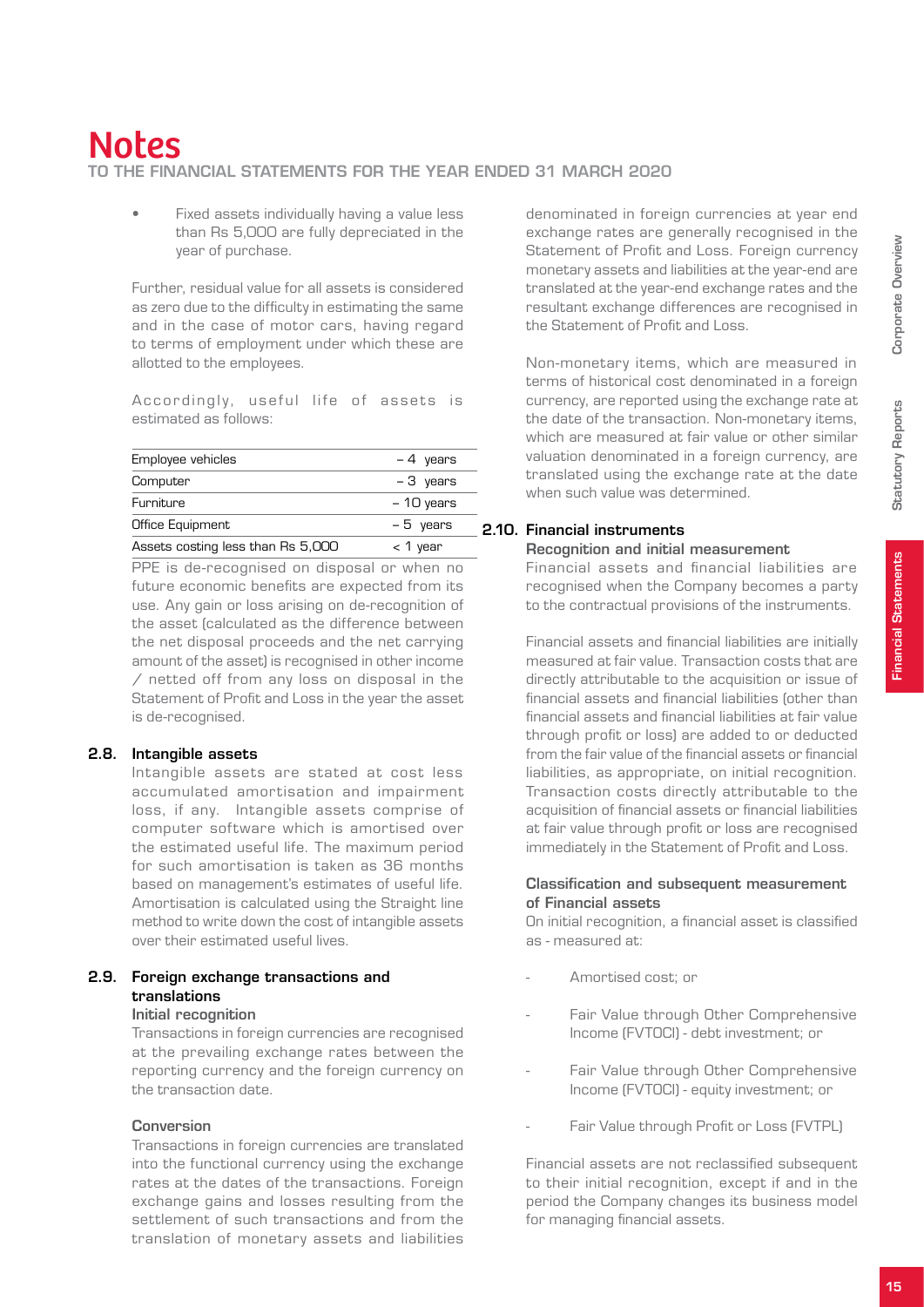- Fixed assets individually having a value less than Rs 5,000 are fully depreciated in the year of purchase.

Further, residual value for all assets is considered as zero due to the difficulty in estimating the same and in the case of motor cars, having regard to terms of employment under which these are allotted to the employees.

Accordingly, useful life of assets is estimated as follows:

| | |
|---|---|
| Employee vehicles | – 4 years |
| Computer | – 3 years |
| Furniture | – 10 years |
| Office Equipment | – 5 years |
| Assets costing less than Rs 5,000 | < 1 year |

PPE is de-recognised on disposal or when no future economic benefits are expected from its use. Any gain or loss arising on de-recognition of the asset (calculated as the difference between the net disposal proceeds and the net carrying amount of the asset) is recognised in other income / netted off from any loss on disposal in the Statement of Profit and Loss in the year the asset is de-recognised.

## 2.8. Intangible assets

Intangible assets are stated at cost less accumulated amortisation and impairment loss, if any. Intangible assets comprise of computer software which is amortised over the estimated useful life. The maximum period for such amortisation is taken as 36 months based on management's estimates of useful life. Amortisation is calculated using the Straight line method to write down the cost of intangible assets over their estimated useful lives.

## 2.9. Foreign exchange transactions and translations

**Initial recognition**

Transactions in foreign currencies are recognised at the prevailing exchange rates between the reporting currency and the foreign currency on the transaction date.

**Conversion**

Transactions in foreign currencies are translated into the functional currency using the exchange rates at the dates of the transactions. Foreign exchange gains and losses resulting from the settlement of such transactions and from the translation of monetary assets and liabilities denominated in foreign currencies at year end exchange rates are generally recognised in the Statement of Profit and Loss. Foreign currency monetary assets and liabilities at the year-end are translated at the year-end exchange rates and the resultant exchange differences are recognised in the Statement of Profit and Loss.

Non-monetary items, which are measured in terms of historical cost denominated in a foreign currency, are reported using the exchange rate at the date of the transaction. Non-monetary items, which are measured at fair value or other similar valuation denominated in a foreign currency, are translated using the exchange rate at the date when such value was determined.

## 2.10. Financial instruments

**Recognition and initial measurement**

Financial assets and financial liabilities are recognised when the Company becomes a party to the contractual provisions of the instruments.

Financial assets and financial liabilities are initially measured at fair value. Transaction costs that are directly attributable to the acquisition or issue of financial assets and financial liabilities (other than financial assets and financial liabilities at fair value through profit or loss) are added to or deducted from the fair value of the financial assets or financial liabilities, as appropriate, on initial recognition. Transaction costs directly attributable to the acquisition of financial assets or financial liabilities at fair value through profit or loss are recognised immediately in the Statement of Profit and Loss.

**Classification and subsequent measurement of Financial assets**

On initial recognition, a financial asset is classified as - measured at:

- Amortised cost; or
- Fair Value through Other Comprehensive Income (FVTOCI) - debt investment; or
- Fair Value through Other Comprehensive Income (FVTOCI) - equity investment; or
- Fair Value through Profit or Loss (FVTPL)

Financial assets are not reclassified subsequent to their initial recognition, except if and in the period the Company changes its business model for managing financial assets.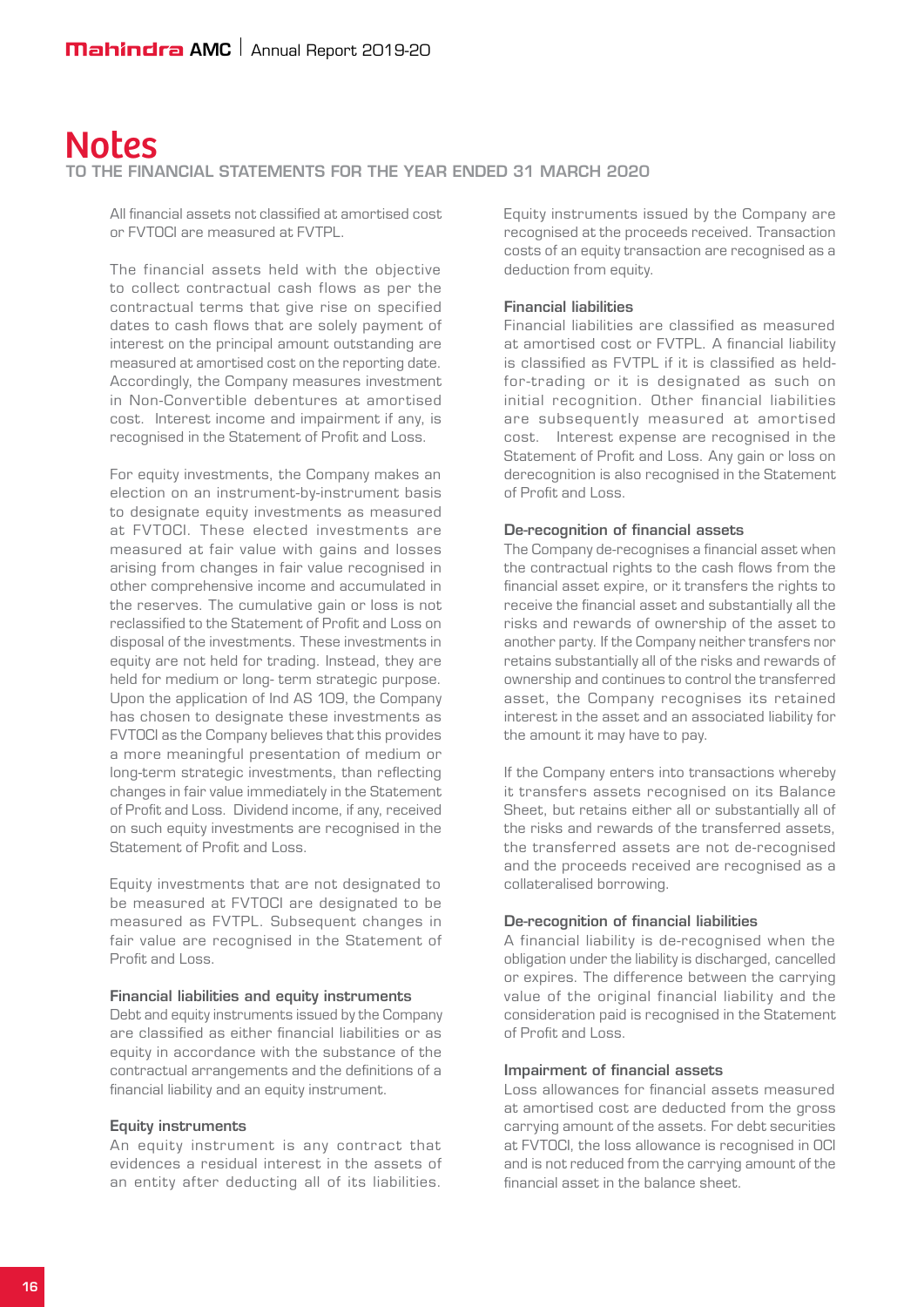# Notes

**TO THE FINANCIAL STATEMENTS FOR THE YEAR ENDED 31 MARCH 2020**

All financial assets not classified at amortised cost or FVTOCI are measured at FVTPL.

The financial assets held with the objective to collect contractual cash flows as per the contractual terms that give rise on specified dates to cash flows that are solely payment of interest on the principal amount outstanding are measured at amortised cost on the reporting date. Accordingly, the Company measures investment in Non-Convertible debentures at amortised cost. Interest income and impairment if any, is recognised in the Statement of Profit and Loss.

For equity investments, the Company makes an election on an instrument-by-instrument basis to designate equity investments as measured at FVTOCI. These elected investments are measured at fair value with gains and losses arising from changes in fair value recognised in other comprehensive income and accumulated in the reserves. The cumulative gain or loss is not reclassified to the Statement of Profit and Loss on disposal of the investments. These investments in equity are not held for trading. Instead, they are held for medium or long- term strategic purpose. Upon the application of Ind AS 109, the Company has chosen to designate these investments as FVTOCI as the Company believes that this provides a more meaningful presentation of medium or long-term strategic investments, than reflecting changes in fair value immediately in the Statement of Profit and Loss. Dividend income, if any, received on such equity investments are recognised in the Statement of Profit and Loss.

Equity investments that are not designated to be measured at FVTOCI are designated to be measured as FVTPL. Subsequent changes in fair value are recognised in the Statement of Profit and Loss.

### Financial liabilities and equity instruments

Debt and equity instruments issued by the Company are classified as either financial liabilities or as equity in accordance with the substance of the contractual arrangements and the definitions of a financial liability and an equity instrument.

### Equity instruments

An equity instrument is any contract that evidences a residual interest in the assets of an entity after deducting all of its liabilities. Equity instruments issued by the Company are recognised at the proceeds received. Transaction costs of an equity transaction are recognised as a deduction from equity.

### Financial liabilities

Financial liabilities are classified as measured at amortised cost or FVTPL. A financial liability is classified as FVTPL if it is classified as held-for-trading or it is designated as such on initial recognition. Other financial liabilities are subsequently measured at amortised cost. Interest expense are recognised in the Statement of Profit and Loss. Any gain or loss on derecognition is also recognised in the Statement of Profit and Loss.

### De-recognition of financial assets

The Company de-recognises a financial asset when the contractual rights to the cash flows from the financial asset expire, or it transfers the rights to receive the financial asset and substantially all the risks and rewards of ownership of the asset to another party. If the Company neither transfers nor retains substantially all of the risks and rewards of ownership and continues to control the transferred asset, the Company recognises its retained interest in the asset and an associated liability for the amount it may have to pay.

If the Company enters into transactions whereby it transfers assets recognised on its Balance Sheet, but retains either all or substantially all of the risks and rewards of the transferred assets, the transferred assets are not de-recognised and the proceeds received are recognised as a collateralised borrowing.

### De-recognition of financial liabilities

A financial liability is de-recognised when the obligation under the liability is discharged, cancelled or expires. The difference between the carrying value of the original financial liability and the consideration paid is recognised in the Statement of Profit and Loss.

### Impairment of financial assets

Loss allowances for financial assets measured at amortised cost are deducted from the gross carrying amount of the assets. For debt securities at FVTOCI, the loss allowance is recognised in OCI and is not reduced from the carrying amount of the financial asset in the balance sheet.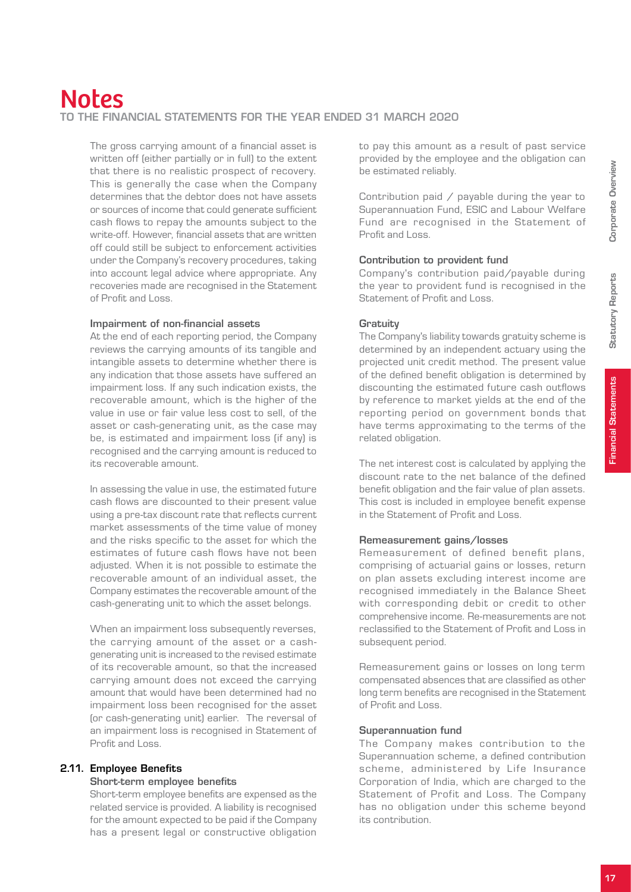The gross carrying amount of a financial asset is written off (either partially or in full) to the extent that there is no realistic prospect of recovery. This is generally the case when the Company determines that the debtor does not have assets or sources of income that could generate sufficient cash flows to repay the amounts subject to the write-off. However, financial assets that are written off could still be subject to enforcement activities under the Company's recovery procedures, taking into account legal advice where appropriate. Any recoveries made are recognised in the Statement of Profit and Loss.

**Impairment of non-financial assets**

At the end of each reporting period, the Company reviews the carrying amounts of its tangible and intangible assets to determine whether there is any indication that those assets have suffered an impairment loss. If any such indication exists, the recoverable amount, which is the higher of the value in use or fair value less cost to sell, of the asset or cash-generating unit, as the case may be, is estimated and impairment loss (if any) is recognised and the carrying amount is reduced to its recoverable amount.

In assessing the value in use, the estimated future cash flows are discounted to their present value using a pre-tax discount rate that reflects current market assessments of the time value of money and the risks specific to the asset for which the estimates of future cash flows have not been adjusted. When it is not possible to estimate the recoverable amount of an individual asset, the Company estimates the recoverable amount of the cash-generating unit to which the asset belongs.

When an impairment loss subsequently reverses, the carrying amount of the asset or a cash-generating unit is increased to the revised estimate of its recoverable amount, so that the increased carrying amount does not exceed the carrying amount that would have been determined had no impairment loss been recognised for the asset (or cash-generating unit) earlier. The reversal of an impairment loss is recognised in Statement of Profit and Loss.

## 2.11. Employee Benefits

**Short-term employee benefits**

Short-term employee benefits are expensed as the related service is provided. A liability is recognised for the amount expected to be paid if the Company has a present legal or constructive obligation to pay this amount as a result of past service provided by the employee and the obligation can be estimated reliably.

Contribution paid / payable during the year to Superannuation Fund, ESIC and Labour Welfare Fund are recognised in the Statement of Profit and Loss.

**Contribution to provident fund**

Company's contribution paid/payable during the year to provident fund is recognised in the Statement of Profit and Loss.

**Gratuity**

The Company's liability towards gratuity scheme is determined by an independent actuary using the projected unit credit method. The present value of the defined benefit obligation is determined by discounting the estimated future cash outflows by reference to market yields at the end of the reporting period on government bonds that have terms approximating to the terms of the related obligation.

The net interest cost is calculated by applying the discount rate to the net balance of the defined benefit obligation and the fair value of plan assets. This cost is included in employee benefit expense in the Statement of Profit and Loss.

**Remeasurement gains/losses**

Remeasurement of defined benefit plans, comprising of actuarial gains or losses, return on plan assets excluding interest income are recognised immediately in the Balance Sheet with corresponding debit or credit to other comprehensive income. Re-measurements are not reclassified to the Statement of Profit and Loss in subsequent period.

Remeasurement gains or losses on long term compensated absences that are classified as other long term benefits are recognised in the Statement of Profit and Loss.

**Superannuation fund**

The Company makes contribution to the Superannuation scheme, a defined contribution scheme, administered by Life Insurance Corporation of India, which are charged to the Statement of Profit and Loss. The Company has no obligation under this scheme beyond its contribution.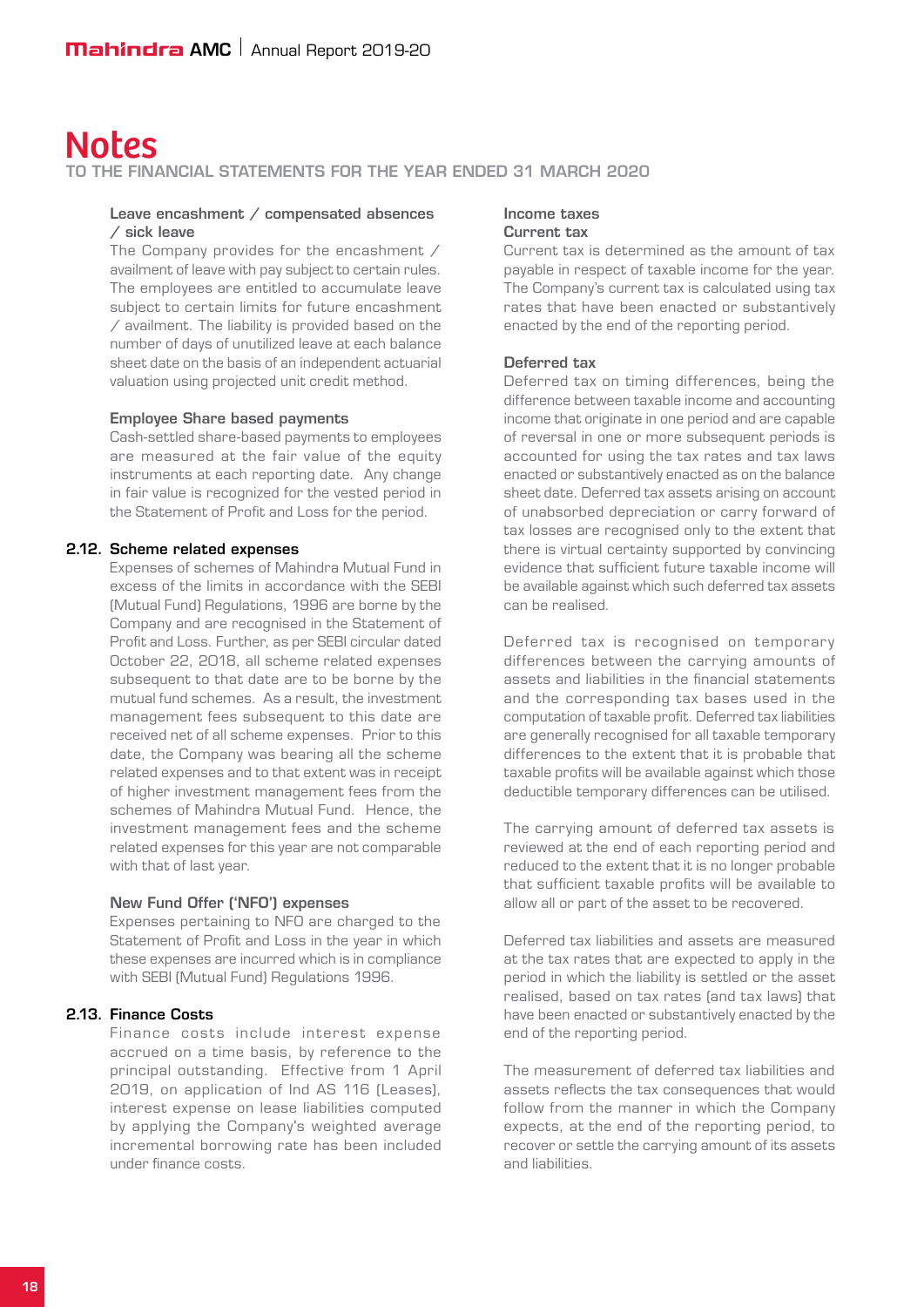# Notes

## TO THE FINANCIAL STATEMENTS FOR THE YEAR ENDED 31 MARCH 2020

**Leave encashment / compensated absences / sick leave**

The Company provides for the encashment / availment of leave with pay subject to certain rules. The employees are entitled to accumulate leave subject to certain limits for future encashment / availment. The liability is provided based on the number of days of unutilized leave at each balance sheet date on the basis of an independent actuarial valuation using projected unit credit method.

**Employee Share based payments**

Cash-settled share-based payments to employees are measured at the fair value of the equity instruments at each reporting date. Any change in fair value is recognized for the vested period in the Statement of Profit and Loss for the period.

### 2.12. Scheme related expenses

Expenses of schemes of Mahindra Mutual Fund in excess of the limits in accordance with the SEBI (Mutual Fund) Regulations, 1996 are borne by the Company and are recognised in the Statement of Profit and Loss. Further, as per SEBI circular dated October 22, 2018, all scheme related expenses subsequent to that date are to be borne by the mutual fund schemes. As a result, the investment management fees subsequent to this date are received net of all scheme expenses. Prior to this date, the Company was bearing all the scheme related expenses and to that extent was in receipt of higher investment management fees from the schemes of Mahindra Mutual Fund. Hence, the investment management fees and the scheme related expenses for this year are not comparable with that of last year.

**New Fund Offer ('NFO') expenses**

Expenses pertaining to NFO are charged to the Statement of Profit and Loss in the year in which these expenses are incurred which is in compliance with SEBI (Mutual Fund) Regulations 1996.

### 2.13. Finance Costs

Finance costs include interest expense accrued on a time basis, by reference to the principal outstanding. Effective from 1 April 2019, on application of Ind AS 116 (Leases), interest expense on lease liabilities computed by applying the Company's weighted average incremental borrowing rate has been included under finance costs.

**Income taxes**

**Current tax**

Current tax is determined as the amount of tax payable in respect of taxable income for the year. The Company's current tax is calculated using tax rates that have been enacted or substantively enacted by the end of the reporting period.

**Deferred tax**

Deferred tax on timing differences, being the difference between taxable income and accounting income that originate in one period and are capable of reversal in one or more subsequent periods is accounted for using the tax rates and tax laws enacted or substantively enacted as on the balance sheet date. Deferred tax assets arising on account of unabsorbed depreciation or carry forward of tax losses are recognised only to the extent that there is virtual certainty supported by convincing evidence that sufficient future taxable income will be available against which such deferred tax assets can be realised.

Deferred tax is recognised on temporary differences between the carrying amounts of assets and liabilities in the financial statements and the corresponding tax bases used in the computation of taxable profit. Deferred tax liabilities are generally recognised for all taxable temporary differences to the extent that it is probable that taxable profits will be available against which those deductible temporary differences can be utilised.

The carrying amount of deferred tax assets is reviewed at the end of each reporting period and reduced to the extent that it is no longer probable that sufficient taxable profits will be available to allow all or part of the asset to be recovered.

Deferred tax liabilities and assets are measured at the tax rates that are expected to apply in the period in which the liability is settled or the asset realised, based on tax rates (and tax laws) that have been enacted or substantively enacted by the end of the reporting period.

The measurement of deferred tax liabilities and assets reflects the tax consequences that would follow from the manner in which the Company expects, at the end of the reporting period, to recover or settle the carrying amount of its assets and liabilities.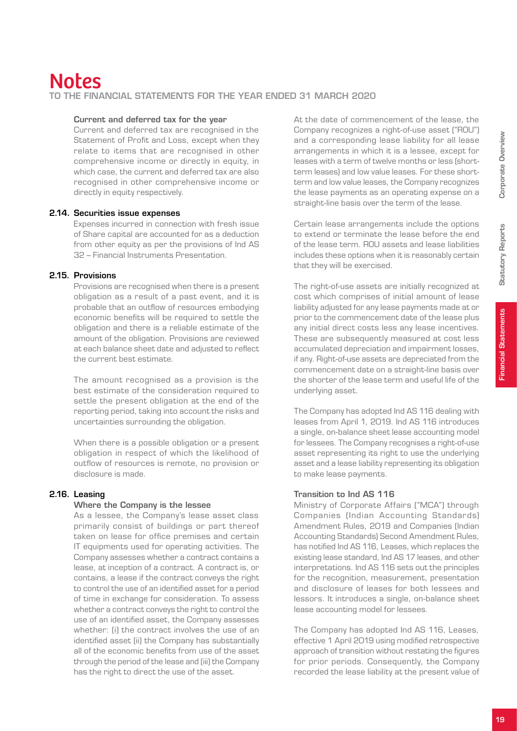# Notes
TO THE FINANCIAL STATEMENTS FOR THE YEAR ENDED 31 MARCH 2020

**Current and deferred tax for the year**

Current and deferred tax are recognised in the Statement of Profit and Loss, except when they relate to items that are recognised in other comprehensive income or directly in equity, in which case, the current and deferred tax are also recognised in other comprehensive income or directly in equity respectively.

### 2.14. Securities issue expenses

Expenses incurred in connection with fresh issue of Share capital are accounted for as a deduction from other equity as per the provisions of Ind AS 32 – Financial Instruments Presentation.

### 2.15. Provisions

Provisions are recognised when there is a present obligation as a result of a past event, and it is probable that an outflow of resources embodying economic benefits will be required to settle the obligation and there is a reliable estimate of the amount of the obligation. Provisions are reviewed at each balance sheet date and adjusted to reflect the current best estimate.

The amount recognised as a provision is the best estimate of the consideration required to settle the present obligation at the end of the reporting period, taking into account the risks and uncertainties surrounding the obligation.

When there is a possible obligation or a present obligation in respect of which the likelihood of outflow of resources is remote, no provision or disclosure is made.

### 2.16. Leasing

**Where the Company is the lessee**

As a lessee, the Company's lease asset class primarily consist of buildings or part thereof taken on lease for office premises and certain IT equipments used for operating activities. The Company assesses whether a contract contains a lease, at inception of a contract. A contract is, or contains, a lease if the contract conveys the right to control the use of an identified asset for a period of time in exchange for consideration. To assess whether a contract conveys the right to control the use of an identified asset, the Company assesses whether: (i) the contract involves the use of an identified asset (ii) the Company has substantially all of the economic benefits from use of the asset through the period of the lease and (iii) the Company has the right to direct the use of the asset.

At the date of commencement of the lease, the Company recognizes a right-of-use asset ("ROU") and a corresponding lease liability for all lease arrangements in which it is a lessee, except for leases with a term of twelve months or less (short-term leases) and low value leases. For these short-term and low value leases, the Company recognizes the lease payments as an operating expense on a straight-line basis over the term of the lease.

Certain lease arrangements include the options to extend or terminate the lease before the end of the lease term. ROU assets and lease liabilities includes these options when it is reasonably certain that they will be exercised.

The right-of-use assets are initially recognized at cost which comprises of initial amount of lease liability adjusted for any lease payments made at or prior to the commencement date of the lease plus any initial direct costs less any lease incentives. These are subsequently measured at cost less accumulated depreciation and impairment losses, if any. Right-of-use assets are depreciated from the commencement date on a straight-line basis over the shorter of the lease term and useful life of the underlying asset.

The Company has adopted Ind AS 116 dealing with leases from April 1, 2019. Ind AS 116 introduces a single, on-balance sheet lease accounting model for lessees. The Company recognises a right-of-use asset representing its right to use the underlying asset and a lease liability representing its obligation to make lease payments.

**Transition to Ind AS 116**

Ministry of Corporate Affairs ("MCA") through Companies (Indian Accounting Standards) Amendment Rules, 2019 and Companies (Indian Accounting Standards) Second Amendment Rules, has notified Ind AS 116, Leases, which replaces the existing lease standard, Ind AS 17 leases, and other interpretations. Ind AS 116 sets out the principles for the recognition, measurement, presentation and disclosure of leases for both lessees and lessors. It introduces a single, on-balance sheet lease accounting model for lessees.

The Company has adopted Ind AS 116, Leases, effective 1 April 2019 using modified retrospective approach of transition without restating the figures for prior periods. Consequently, the Company recorded the lease liability at the present value of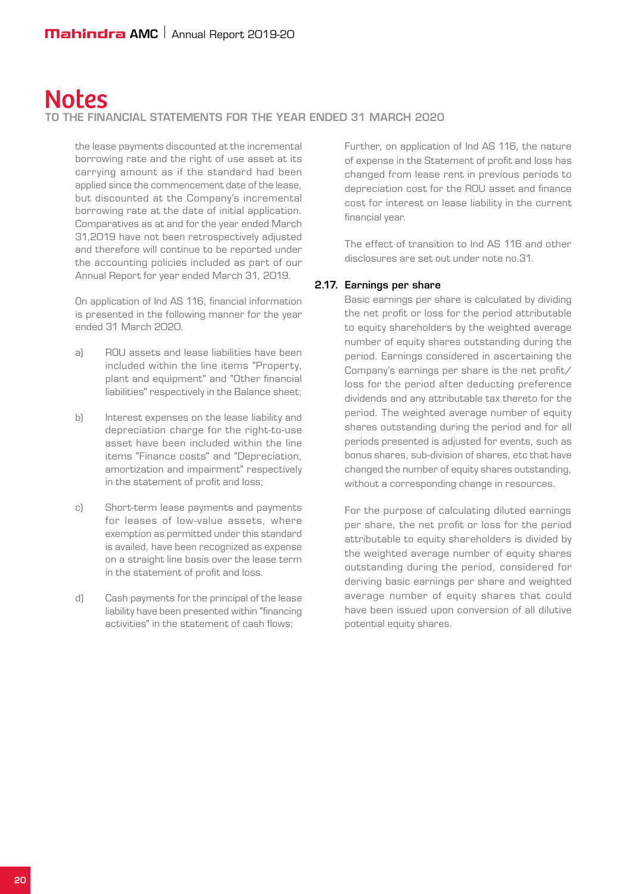# Notes

## TO THE FINANCIAL STATEMENTS FOR THE YEAR ENDED 31 MARCH 2020

the lease payments discounted at the incremental borrowing rate and the right of use asset at its carrying amount as if the standard had been applied since the commencement date of the lease, but discounted at the Company's incremental borrowing rate at the date of initial application. Comparatives as at and for the year ended March 31,2019 have not been retrospectively adjusted and therefore will continue to be reported under the accounting policies included as part of our Annual Report for year ended March 31, 2019.

On application of Ind AS 116, financial information is presented in the following manner for the year ended 31 March 2020.

a) ROU assets and lease liabilities have been included within the line items "Property, plant and equipment" and "Other financial liabilities" respectively in the Balance sheet;

b) Interest expenses on the lease liability and depreciation charge for the right-to-use asset have been included within the line items "Finance costs" and "Depreciation, amortization and impairment" respectively in the statement of profit and loss;

c) Short-term lease payments and payments for leases of low-value assets, where exemption as permitted under this standard is availed, have been recognized as expense on a straight line basis over the lease term in the statement of profit and loss.

d) Cash payments for the principal of the lease liability have been presented within "financing activities" in the statement of cash flows;

Further, on application of Ind AS 116, the nature of expense in the Statement of profit and loss has changed from lease rent in previous periods to depreciation cost for the ROU asset and finance cost for interest on lease liability in the current financial year.

The effect of transition to Ind AS 116 and other disclosures are set out under note no.31.

### 2.17. Earnings per share

Basic earnings per share is calculated by dividing the net profit or loss for the period attributable to equity shareholders by the weighted average number of equity shares outstanding during the period. Earnings considered in ascertaining the Company's earnings per share is the net profit/ loss for the period after deducting preference dividends and any attributable tax thereto for the period. The weighted average number of equity shares outstanding during the period and for all periods presented is adjusted for events, such as bonus shares, sub-division of shares, etc that have changed the number of equity shares outstanding, without a corresponding change in resources.

For the purpose of calculating diluted earnings per share, the net profit or loss for the period attributable to equity shareholders is divided by the weighted average number of equity shares outstanding during the period, considered for deriving basic earnings per share and weighted average number of equity shares that could have been issued upon conversion of all dilutive potential equity shares.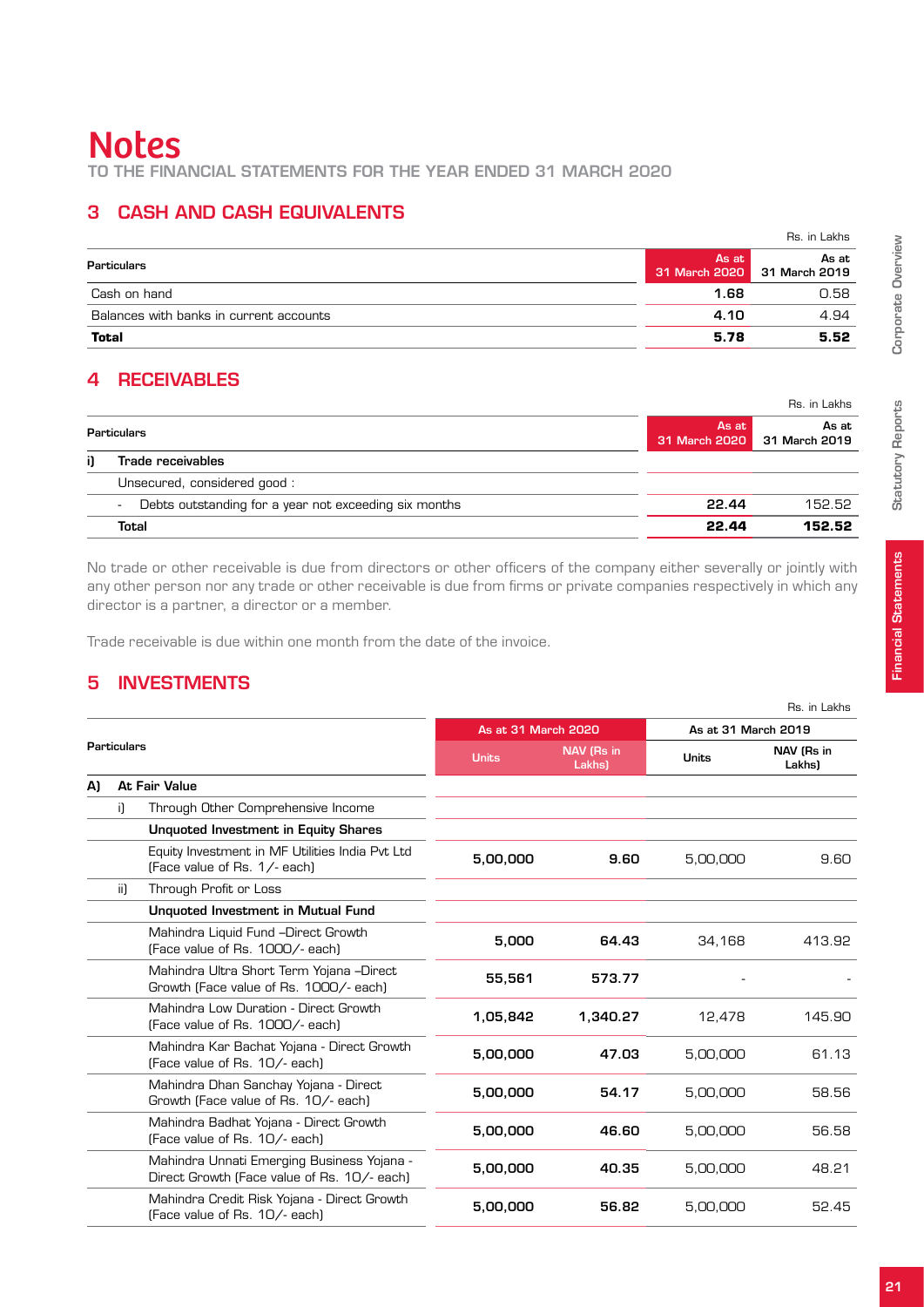# Notes

TO THE FINANCIAL STATEMENTS FOR THE YEAR ENDED 31 MARCH 2020

## 3 CASH AND CASH EQUIVALENTS

Rs. in Lakhs

| Particulars | As at 31 March 2020 | As at 31 March 2019 |
|---|---|---|
| Cash on hand | 1.68 | 0.58 |
| Balances with banks in current accounts | 4.10 | 4.94 |
| **Total** | **5.78** | **5.52** |

## 4 RECEIVABLES

Rs. in Lakhs

| Particulars | As at 31 March 2020 | As at 31 March 2019 |
|---|---|---|
| **i) Trade receivables** | | |
| Unsecured, considered good : | | |
| - Debts outstanding for a year not exceeding six months | 22.44 | 152.52 |
| **Total** | **22.44** | **152.52** |

No trade or other receivable is due from directors or other officers of the company either severally or jointly with any other person nor any trade or other receivable is due from firms or private companies respectively in which any director is a partner, a director or a member.

Trade receivable is due within one month from the date of the invoice.

## 5 INVESTMENTS

Rs. in Lakhs

| Particulars | As at 31 March 2020 | | As at 31 March 2019 | |
|---|---|---|---|---|
| | Units | NAV (Rs in Lakhs) | Units | NAV (Rs in Lakhs) |
| **A) At Fair Value** | | | | |
| i) Through Other Comprehensive Income | | | | |
| **Unquoted Investment in Equity Shares** | | | | |
| Equity Investment in MF Utilities India Pvt Ltd (Face value of Rs. 1/- each) | 5,00,000 | 9.60 | 5,00,000 | 9.60 |
| ii) Through Profit or Loss | | | | |
| **Unquoted Investment in Mutual Fund** | | | | |
| Mahindra Liquid Fund –Direct Growth (Face value of Rs. 1000/- each) | 5,000 | 64.43 | 34,168 | 413.92 |
| Mahindra Ultra Short Term Yojana –Direct Growth (Face value of Rs. 1000/- each) | 55,561 | 573.77 | - | - |
| Mahindra Low Duration - Direct Growth (Face value of Rs. 1000/- each) | 1,05,842 | 1,340.27 | 12,478 | 145.90 |
| Mahindra Kar Bachat Yojana - Direct Growth (Face value of Rs. 10/- each) | 5,00,000 | 47.03 | 5,00,000 | 61.13 |
| Mahindra Dhan Sanchay Yojana - Direct Growth (Face value of Rs. 10/- each) | 5,00,000 | 54.17 | 5,00,000 | 58.56 |
| Mahindra Badhat Yojana - Direct Growth (Face value of Rs. 10/- each) | 5,00,000 | 46.60 | 5,00,000 | 56.58 |
| Mahindra Unnati Emerging Business Yojana - Direct Growth (Face value of Rs. 10/- each) | 5,00,000 | 40.35 | 5,00,000 | 48.21 |
| Mahindra Credit Risk Yojana - Direct Growth (Face value of Rs. 10/- each) | 5,00,000 | 56.82 | 5,00,000 | 52.45 |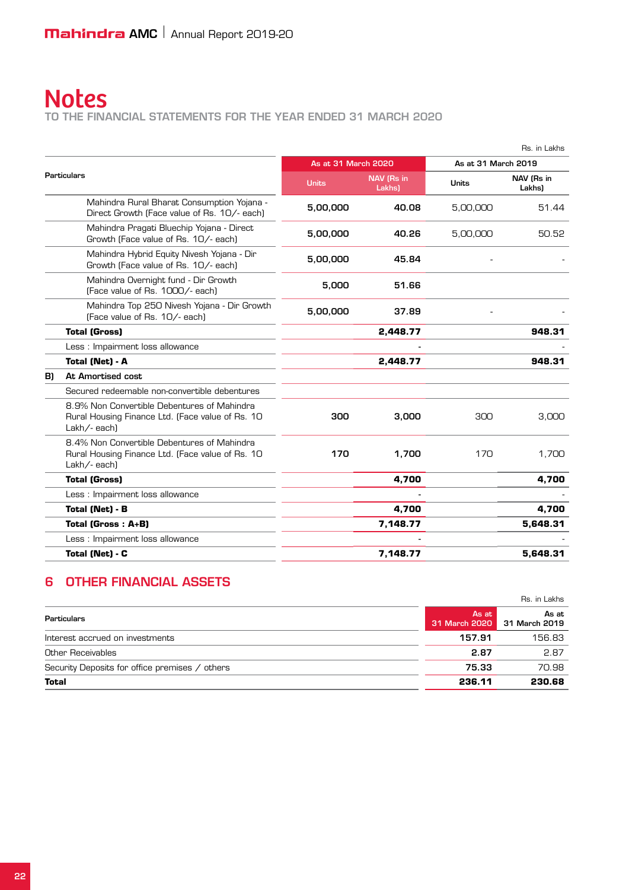# Notes

TO THE FINANCIAL STATEMENTS FOR THE YEAR ENDED 31 MARCH 2020

Rs. in Lakhs

| Particulars | As at 31 March 2020 | | As at 31 March 2019 | |
|---|---|---|---|---|
| | Units | NAV (Rs in Lakhs) | Units | NAV (Rs in Lakhs) |
| Mahindra Rural Bharat Consumption Yojana - Direct Growth (Face value of Rs. 10/- each) | 5,00,000 | 40.08 | 5,00,000 | 51.44 |
| Mahindra Pragati Bluechip Yojana - Direct Growth (Face value of Rs. 10/- each) | 5,00,000 | 40.26 | 5,00,000 | 50.52 |
| Mahindra Hybrid Equity Nivesh Yojana - Dir Growth (Face value of Rs. 10/- each) | 5,00,000 | 45.84 | - | - |
| Mahindra Overnight fund - Dir Growth (Face value of Rs. 1000/- each) | 5,000 | 51.66 | | |
| Mahindra Top 250 Nivesh Yojana - Dir Growth (Face value of Rs. 10/- each) | 5,00,000 | 37.89 | - | - |
| **Total (Gross)** | | **2,448.77** | | **948.31** |
| Less : Impairment loss allowance | | - | | - |
| **Total (Net) - A** | | **2,448.77** | | **948.31** |
| **B) At Amortised cost** | | | | |
| Secured redeemable non-convertible debentures | | | | |
| 8.9% Non Convertible Debentures of Mahindra Rural Housing Finance Ltd. (Face value of Rs. 10 Lakh/- each) | 300 | 3,000 | 300 | 3,000 |
| 8.4% Non Convertible Debentures of Mahindra Rural Housing Finance Ltd. (Face value of Rs. 10 Lakh/- each) | 170 | 1,700 | 170 | 1,700 |
| **Total (Gross)** | | **4,700** | | **4,700** |
| Less : Impairment loss allowance | | - | | - |
| **Total (Net) - B** | | **4,700** | | **4,700** |
| **Total (Gross : A+B)** | | **7,148.77** | | **5,648.31** |
| Less : Impairment loss allowance | | - | | - |
| **Total (Net) - C** | | **7,148.77** | | **5,648.31** |

## 6 OTHER FINANCIAL ASSETS

Rs. in Lakhs

| Particulars | As at 31 March 2020 | As at 31 March 2019 |
|---|---|---|
| Interest accrued on investments | 157.91 | 156.83 |
| Other Receivables | 2.87 | 2.87 |
| Security Deposits for office premises / others | 75.33 | 70.98 |
| **Total** | **236.11** | **230.68** |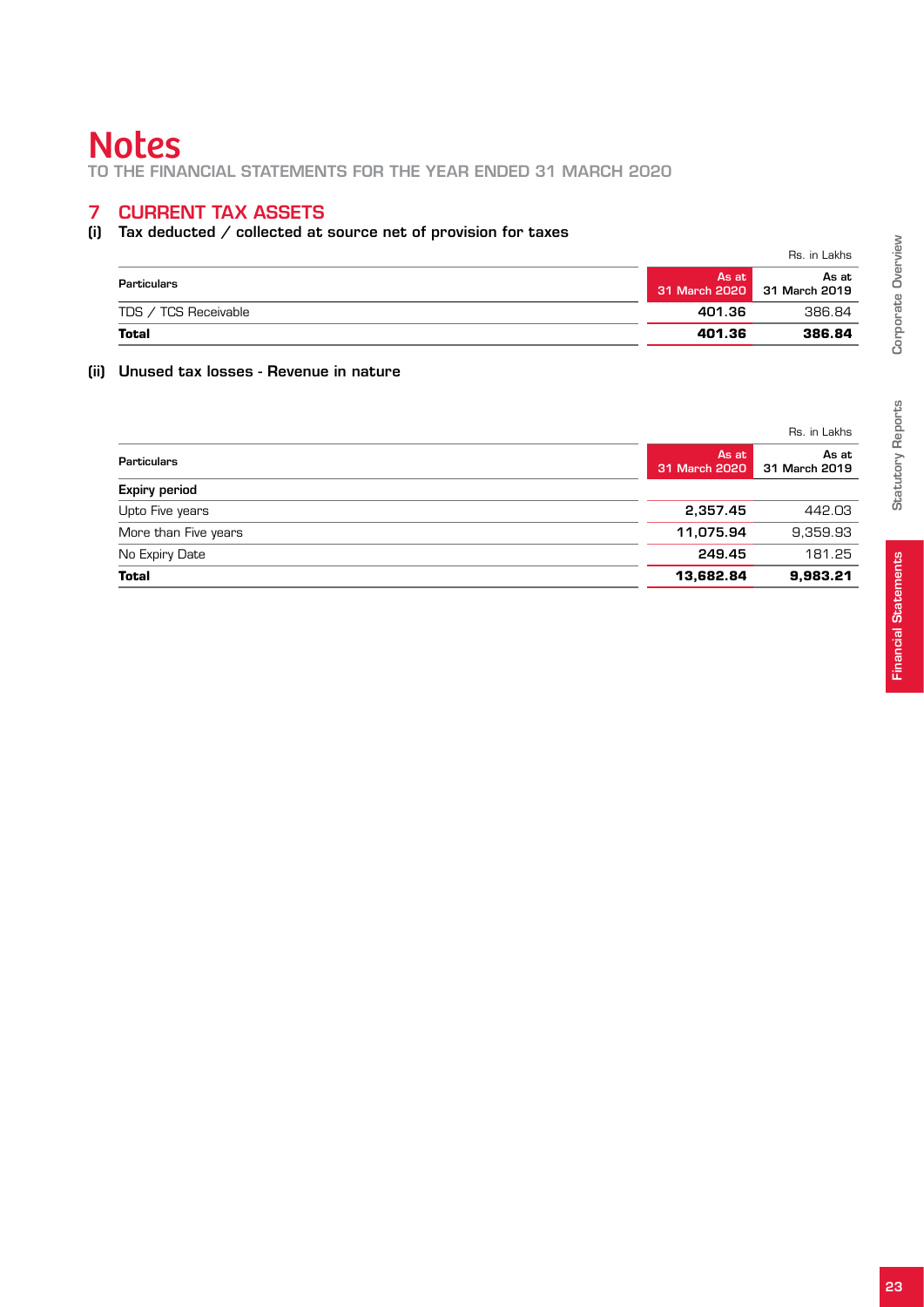# Notes

TO THE FINANCIAL STATEMENTS FOR THE YEAR ENDED 31 MARCH 2020

## 7 CURRENT TAX ASSETS

### (i) Tax deducted / collected at source net of provision for taxes

Rs. in Lakhs

| Particulars | As at 31 March 2020 | As at 31 March 2019 |
|---|---|---|
| TDS / TCS Receivable | 401.36 | 386.84 |
| **Total** | **401.36** | **386.84** |

### (ii) Unused tax losses - Revenue in nature

Rs. in Lakhs

| Particulars | As at 31 March 2020 | As at 31 March 2019 |
|---|---|---|
| **Expiry period** | | |
| Upto Five years | 2,357.45 | 442.03 |
| More than Five years | 11,075.94 | 9,359.93 |
| No Expiry Date | 249.45 | 181.25 |
| **Total** | **13,682.84** | **9,983.21** |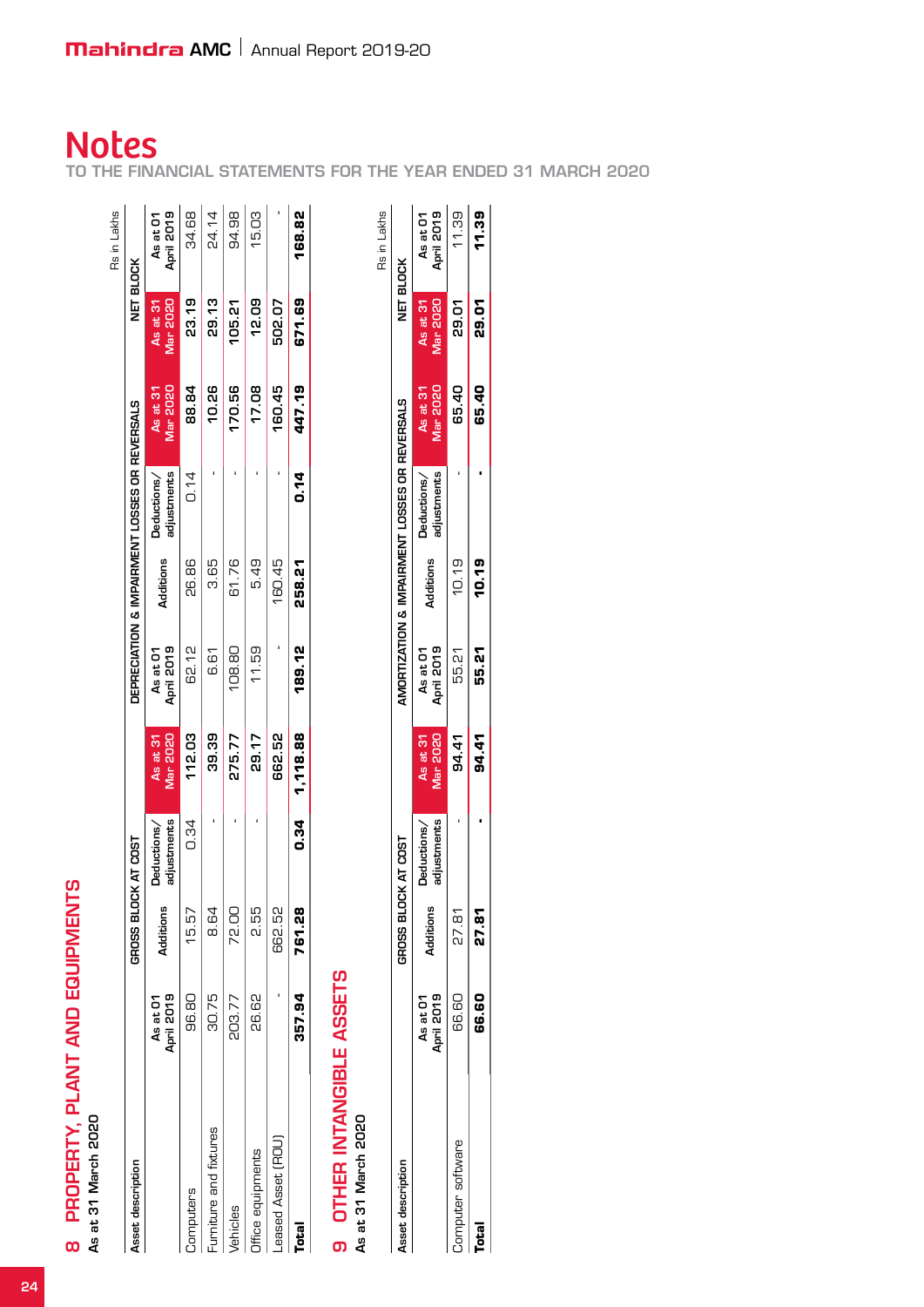# Notes

TO THE FINANCIAL STATEMENTS FOR THE YEAR ENDED 31 MARCH 2020

## 8 PROPERTY, PLANT AND EQUIPMENTS

As at 31 March 2020

Rs in Lakhs

| Asset description | GROSS BLOCK AT COST | | | | DEPRECIATION & IMPAIRMENT LOSSES OR REVERSALS | | | | NET BLOCK | |
|---|---|---|---|---|---|---|---|---|---|---|
| | As at 01 April 2019 | Additions | Deductions/ adjustments | As at 31 Mar 2020 | As at 01 April 2019 | Additions | Deductions/ adjustments | As at 31 Mar 2020 | As at 31 Mar 2020 | As at 01 April 2019 |
| Computers | 96.80 | 15.57 | 0.34 | 112.03 | 62.12 | 26.86 | 0.14 | 88.84 | 23.19 | 34.68 |
| Furniture and fixtures | 30.75 | 8.64 | - | 39.39 | 6.61 | 3.65 | - | 10.26 | 29.13 | 24.14 |
| Vehicles | 203.77 | 72.00 | - | 275.77 | 108.80 | 61.76 | - | 170.56 | 105.21 | 94.98 |
| Office equipments | 26.62 | 2.55 | - | 29.17 | 11.59 | 5.49 | - | 17.08 | 12.09 | 15.03 |
| Leased Asset (ROU) | - | 662.52 | | 662.52 | - | 160.45 | - | 160.45 | 502.07 | - |
| **Total** | **357.94** | **761.28** | **0.34** | **1,118.88** | **189.12** | **258.21** | **0.14** | **447.19** | **671.69** | **168.82** |

## 9 OTHER INTANGIBLE ASSETS

As at 31 March 2020

Rs in Lakhs

| Asset description | GROSS BLOCK AT COST | | | | AMORTIZATION & IMPAIRMENT LOSSES OR REVERSALS | | | | NET BLOCK | |
|---|---|---|---|---|---|---|---|---|---|---|
| | As at 01 April 2019 | Additions | Deductions/ adjustments | As at 31 Mar 2020 | As at 01 April 2019 | Additions | Deductions/ adjustments | As at 31 Mar 2020 | As at 31 Mar 2020 | As at 01 April 2019 |
| Computer software | 66.60 | 27.81 | - | 94.41 | 55.21 | 10.19 | - | 65.40 | 29.01 | 11.39 |
| **Total** | **66.60** | **27.81** | **-** | **94.41** | **55.21** | **10.19** | **-** | **65.40** | **29.01** | **11.39** |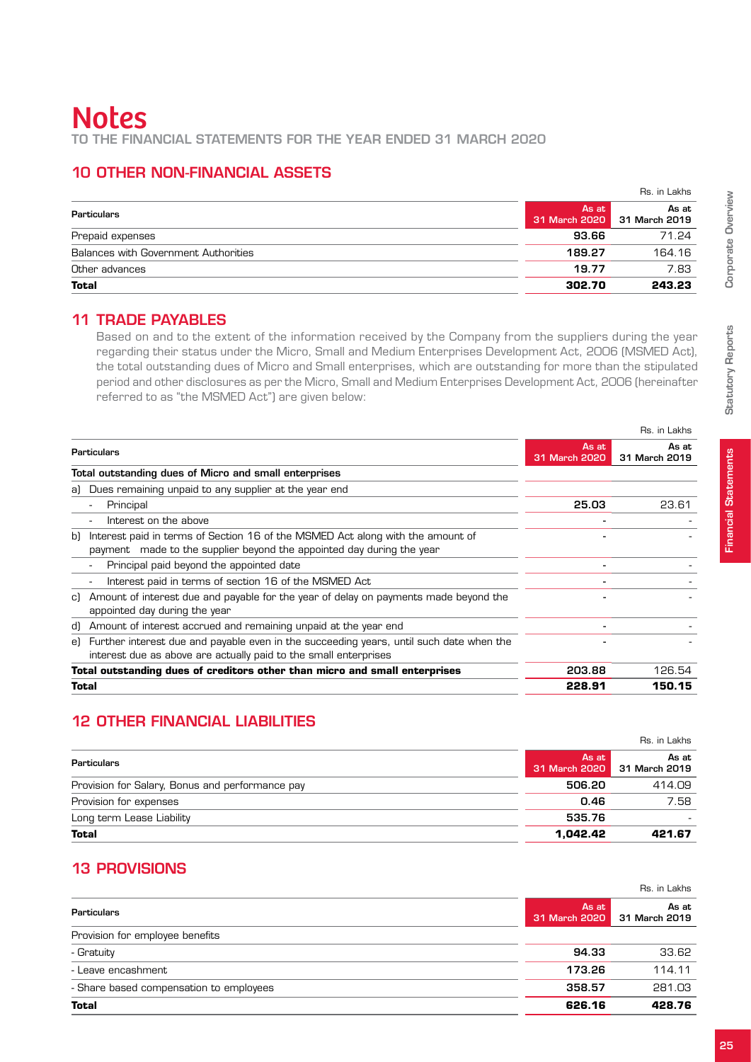# Notes

TO THE FINANCIAL STATEMENTS FOR THE YEAR ENDED 31 MARCH 2020

## 10 OTHER NON-FINANCIAL ASSETS

Rs. in Lakhs

| Particulars | As at 31 March 2020 | As at 31 March 2019 |
|---|---|---|
| Prepaid expenses | **93.66** | 71.24 |
| Balances with Government Authorities | **189.27** | 164.16 |
| Other advances | **19.77** | 7.83 |
| **Total** | **302.70** | **243.23** |

## 11 TRADE PAYABLES

Based on and to the extent of the information received by the Company from the suppliers during the year regarding their status under the Micro, Small and Medium Enterprises Development Act, 2006 (MSMED Act), the total outstanding dues of Micro and Small enterprises, which are outstanding for more than the stipulated period and other disclosures as per the Micro, Small and Medium Enterprises Development Act, 2006 (hereinafter referred to as "the MSMED Act") are given below:

Rs. in Lakhs

| Particulars | As at 31 March 2020 | As at 31 March 2019 |
|---|---|---|
| **Total outstanding dues of Micro and small enterprises** | | |
| a) Dues remaining unpaid to any supplier at the year end | | |
| - Principal | **25.03** | 23.61 |
| - Interest on the above | - | - |
| b) Interest paid in terms of Section 16 of the MSMED Act along with the amount of payment made to the supplier beyond the appointed day during the year | - | - |
| - Principal paid beyond the appointed date | - | - |
| - Interest paid in terms of section 16 of the MSMED Act | - | - |
| c) Amount of interest due and payable for the year of delay on payments made beyond the appointed day during the year | - | - |
| d) Amount of interest accrued and remaining unpaid at the year end | - | - |
| e) Further interest due and payable even in the succeeding years, until such date when the interest due as above are actually paid to the small enterprises | - | - |
| **Total outstanding dues of creditors other than micro and small enterprises** | **203.88** | 126.54 |
| **Total** | **228.91** | **150.15** |

## 12 OTHER FINANCIAL LIABILITIES

Rs. in Lakhs

| Particulars | As at 31 March 2020 | As at 31 March 2019 |
|---|---|---|
| Provision for Salary, Bonus and performance pay | **506.20** | 414.09 |
| Provision for expenses | **0.46** | 7.58 |
| Long term Lease Liability | **535.76** | - |
| **Total** | **1,042.42** | **421.67** |

## 13 PROVISIONS

Rs. in Lakhs

| Particulars | As at 31 March 2020 | As at 31 March 2019 |
|---|---|---|
| Provision for employee benefits | | |
| - Gratuity | **94.33** | 33.62 |
| - Leave encashment | **173.26** | 114.11 |
| - Share based compensation to employees | **358.57** | 281.03 |
| **Total** | **626.16** | **428.76** |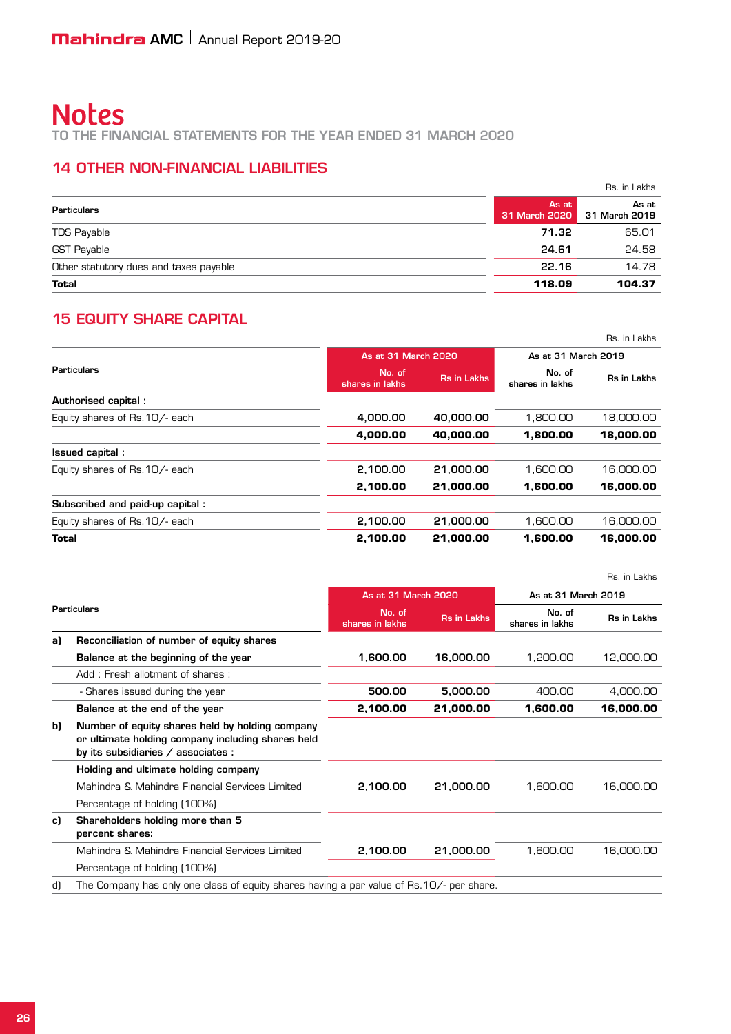# Notes

TO THE FINANCIAL STATEMENTS FOR THE YEAR ENDED 31 MARCH 2020

## 14 OTHER NON-FINANCIAL LIABILITIES

Rs. in Lakhs

| Particulars | As at 31 March 2020 | As at 31 March 2019 |
|---|---|---|
| TDS Payable | 71.32 | 65.01 |
| GST Payable | 24.61 | 24.58 |
| Other statutory dues and taxes payable | 22.16 | 14.78 |
| **Total** | **118.09** | **104.37** |

## 15 EQUITY SHARE CAPITAL

Rs. in Lakhs

| Particulars | As at 31 March 2020 | | As at 31 March 2019 | |
|---|---|---|---|---|
| | No. of shares in lakhs | Rs in Lakhs | No. of shares in lakhs | Rs in Lakhs |
| **Authorised capital :** | | | | |
| Equity shares of Rs.10/- each | 4,000.00 | 40,000.00 | 1,800.00 | 18,000.00 |
| | **4,000.00** | **40,000.00** | **1,800.00** | **18,000.00** |
| **Issued capital :** | | | | |
| Equity shares of Rs.10/- each | 2,100.00 | 21,000.00 | 1,600.00 | 16,000.00 |
| | **2,100.00** | **21,000.00** | **1,600.00** | **16,000.00** |
| **Subscribed and paid-up capital :** | | | | |
| Equity shares of Rs.10/- each | 2,100.00 | 21,000.00 | 1,600.00 | 16,000.00 |
| **Total** | **2,100.00** | **21,000.00** | **1,600.00** | **16,000.00** |

Rs. in Lakhs

| | Particulars | As at 31 March 2020 | | As at 31 March 2019 | |
|---|---|---|---|---|---|
| | | No. of shares in lakhs | Rs in Lakhs | No. of shares in lakhs | Rs in Lakhs |
| a) | **Reconciliation of number of equity shares** | | | | |
| | **Balance at the beginning of the year** | 1,600.00 | 16,000.00 | 1,200.00 | 12,000.00 |
| | Add : Fresh allotment of shares : | | | | |
| | - Shares issued during the year | 500.00 | 5,000.00 | 400.00 | 4,000.00 |
| | **Balance at the end of the year** | **2,100.00** | **21,000.00** | **1,600.00** | **16,000.00** |
| b) | **Number of equity shares held by holding company or ultimate holding company including shares held by its subsidiaries / associates :** | | | | |
| | **Holding and ultimate holding company** | | | | |
| | Mahindra & Mahindra Financial Services Limited | 2,100.00 | 21,000.00 | 1,600.00 | 16,000.00 |
| | Percentage of holding (100%) | | | | |
| c) | **Shareholders holding more than 5 percent shares:** | | | | |
| | Mahindra & Mahindra Financial Services Limited | 2,100.00 | 21,000.00 | 1,600.00 | 16,000.00 |
| | Percentage of holding (100%) | | | | |
| d) | The Company has only one class of equity shares having a par value of Rs.10/- per share. | | | | |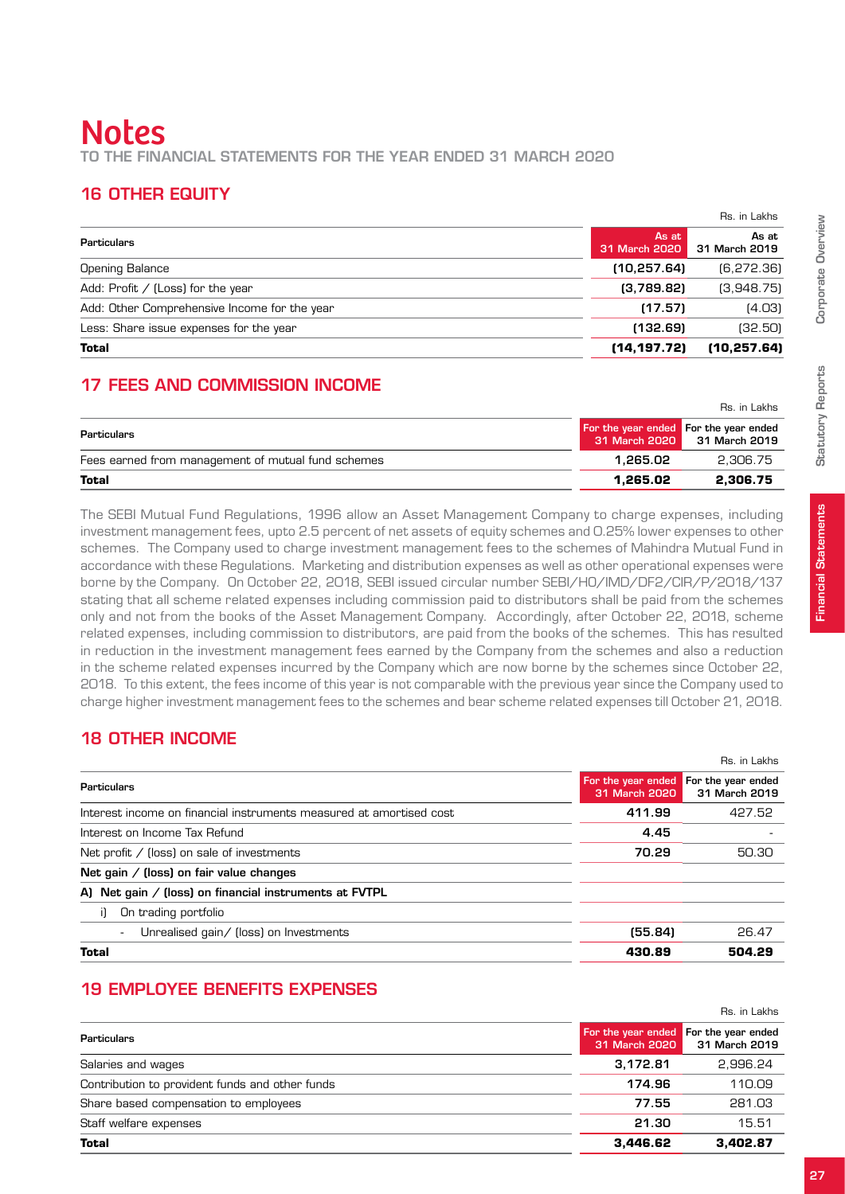# Notes

TO THE FINANCIAL STATEMENTS FOR THE YEAR ENDED 31 MARCH 2020

## 16 OTHER EQUITY

Rs. in Lakhs

| Particulars | As at 31 March 2020 | As at 31 March 2019 |
|---|---|---|
| Opening Balance | **(10,257.64)** | (6,272.36) |
| Add: Profit / (Loss) for the year | **(3,789.82)** | (3,948.75) |
| Add: Other Comprehensive Income for the year | **(17.57)** | (4.03) |
| Less: Share issue expenses for the year | **(132.69)** | (32.50) |
| **Total** | **(14,197.72)** | **(10,257.64)** |

## 17 FEES AND COMMISSION INCOME

Rs. in Lakhs

| Particulars | For the year ended 31 March 2020 | For the year ended 31 March 2019 |
|---|---|---|
| Fees earned from management of mutual fund schemes | **1,265.02** | 2,306.75 |
| **Total** | **1,265.02** | **2,306.75** |

The SEBI Mutual Fund Regulations, 1996 allow an Asset Management Company to charge expenses, including investment management fees, upto 2.5 percent of net assets of equity schemes and 0.25% lower expenses to other schemes. The Company used to charge investment management fees to the schemes of Mahindra Mutual Fund in accordance with these Regulations. Marketing and distribution expenses as well as other operational expenses were borne by the Company. On October 22, 2018, SEBI issued circular number SEBI/HO/IMD/DF2/CIR/P/2018/137 stating that all scheme related expenses including commission paid to distributors shall be paid from the schemes only and not from the books of the Asset Management Company. Accordingly, after October 22, 2018, scheme related expenses, including commission to distributors, are paid from the books of the schemes. This has resulted in reduction in the investment management fees earned by the Company from the schemes and also a reduction in the scheme related expenses incurred by the Company which are now borne by the schemes since October 22, 2018. To this extent, the fees income of this year is not comparable with the previous year since the Company used to charge higher investment management fees to the schemes and bear scheme related expenses till October 21, 2018.

## 18 OTHER INCOME

Rs. in Lakhs

| Particulars | For the year ended 31 March 2020 | For the year ended 31 March 2019 |
|---|---|---|
| Interest income on financial instruments measured at amortised cost | **411.99** | 427.52 |
| Interest on Income Tax Refund | **4.45** | - |
| Net profit / (loss) on sale of investments | **70.29** | 50.30 |
| **Net gain / (loss) on fair value changes** | | |
| **A) Net gain / (loss) on financial instruments at FVTPL** | | |
| i) On trading portfolio | | |
| - Unrealised gain/ (loss) on Investments | **(55.84)** | 26.47 |
| **Total** | **430.89** | **504.29** |

## 19 EMPLOYEE BENEFITS EXPENSES

Rs. in Lakhs

| Particulars | For the year ended 31 March 2020 | For the year ended 31 March 2019 |
|---|---|---|
| Salaries and wages | **3,172.81** | 2,996.24 |
| Contribution to provident funds and other funds | **174.96** | 110.09 |
| Share based compensation to employees | **77.55** | 281.03 |
| Staff welfare expenses | **21.30** | 15.51 |
| **Total** | **3,446.62** | **3,402.87** |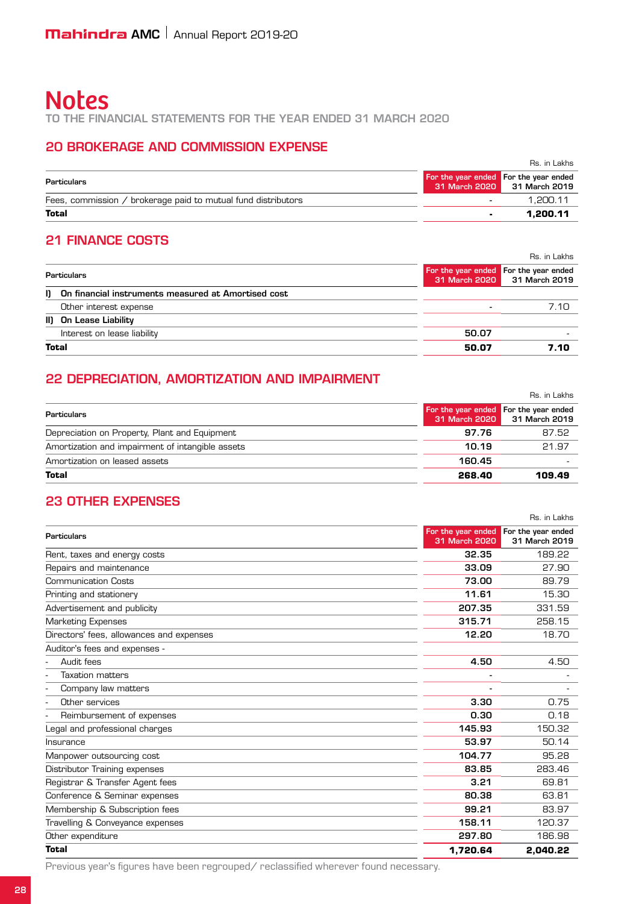# Notes

TO THE FINANCIAL STATEMENTS FOR THE YEAR ENDED 31 MARCH 2020

## 20 BROKERAGE AND COMMISSION EXPENSE

Rs. in Lakhs

| Particulars | For the year ended 31 March 2020 | For the year ended 31 March 2019 |
|---|---|---|
| Fees, commission / brokerage paid to mutual fund distributors | - | 1,200.11 |
| **Total** | **-** | **1,200.11** |

## 21 FINANCE COSTS

Rs. in Lakhs

| Particulars | For the year ended 31 March 2020 | For the year ended 31 March 2019 |
|---|---|---|
| **I) On financial instruments measured at Amortised cost** | | |
| Other interest expense | - | 7.10 |
| **II) On Lease Liability** | | |
| Interest on lease liability | 50.07 | - |
| **Total** | **50.07** | **7.10** |

## 22 DEPRECIATION, AMORTIZATION AND IMPAIRMENT

Rs. in Lakhs

| Particulars | For the year ended 31 March 2020 | For the year ended 31 March 2019 |
|---|---|---|
| Depreciation on Property, Plant and Equipment | 97.76 | 87.52 |
| Amortization and impairment of intangible assets | 10.19 | 21.97 |
| Amortization on leased assets | 160.45 | - |
| **Total** | **268.40** | **109.49** |

## 23 OTHER EXPENSES

Rs. in Lakhs

| Particulars | For the year ended 31 March 2020 | For the year ended 31 March 2019 |
|---|---|---|
| Rent, taxes and energy costs | 32.35 | 189.22 |
| Repairs and maintenance | 33.09 | 27.90 |
| Communication Costs | 73.00 | 89.79 |
| Printing and stationery | 11.61 | 15.30 |
| Advertisement and publicity | 207.35 | 331.59 |
| Marketing Expenses | 315.71 | 258.15 |
| Directors' fees, allowances and expenses | 12.20 | 18.70 |
| Auditor's fees and expenses - | | |
| - Audit fees | 4.50 | 4.50 |
| - Taxation matters | - | - |
| - Company law matters | - | - |
| - Other services | 3.30 | 0.75 |
| - Reimbursement of expenses | 0.30 | 0.18 |
| Legal and professional charges | 145.93 | 150.32 |
| Insurance | 53.97 | 50.14 |
| Manpower outsourcing cost | 104.77 | 95.28 |
| Distributor Training expenses | 83.85 | 283.46 |
| Registrar & Transfer Agent fees | 3.21 | 69.81 |
| Conference & Seminar expenses | 80.38 | 63.81 |
| Membership & Subscription fees | 99.21 | 83.97 |
| Travelling & Conveyance expenses | 158.11 | 120.37 |
| Other expenditure | 297.80 | 186.98 |
| **Total** | **1,720.64** | **2,040.22** |

Previous year's figures have been regrouped/ reclassified wherever found necessary.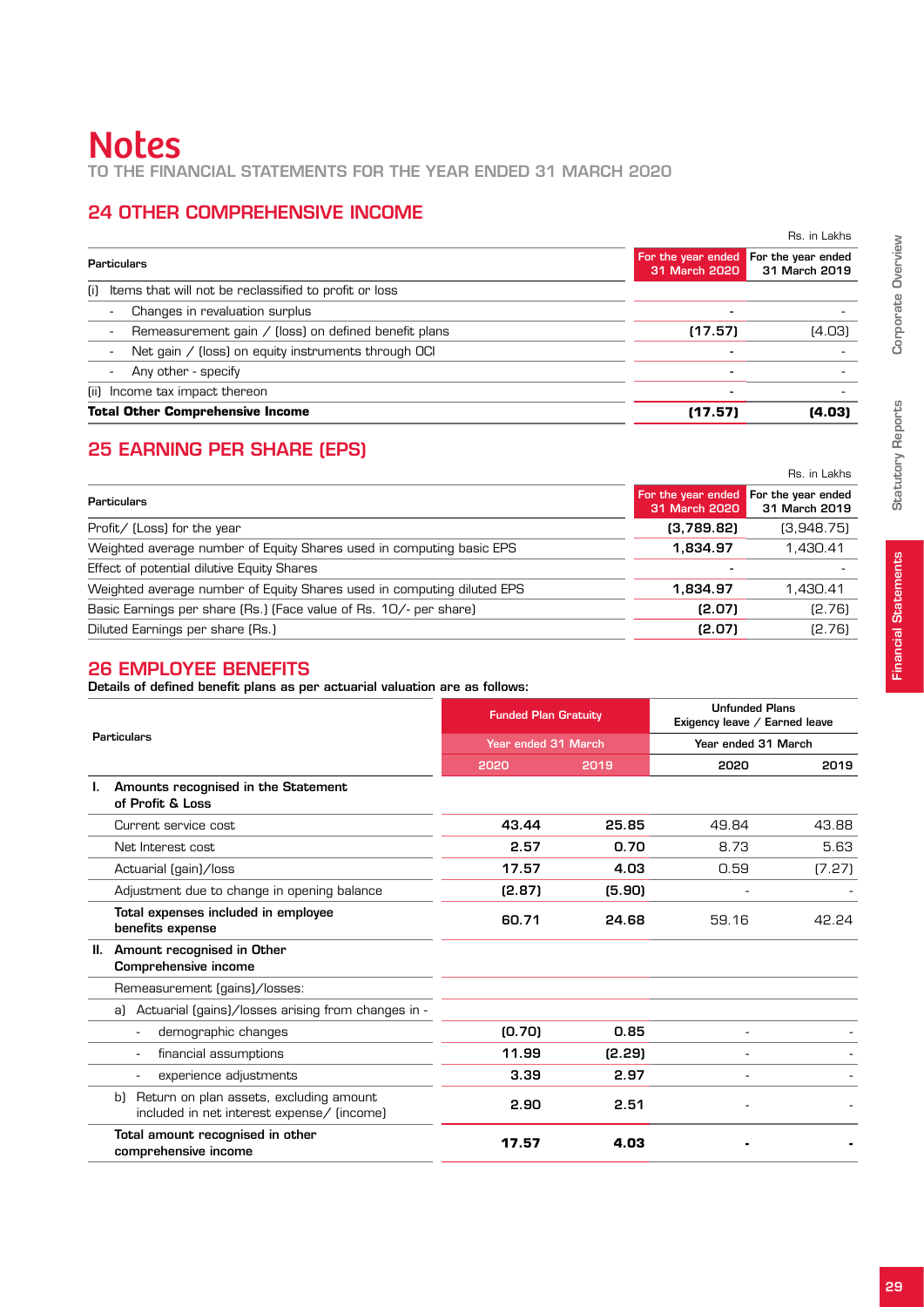# Notes

TO THE FINANCIAL STATEMENTS FOR THE YEAR ENDED 31 MARCH 2020

## 24 OTHER COMPREHENSIVE INCOME

Rs. in Lakhs

| Particulars | For the year ended 31 March 2020 | For the year ended 31 March 2019 |
|---|---|---|
| (i) Items that will not be reclassified to profit or loss | | |
| - Changes in revaluation surplus | - | - |
| - Remeasurement gain / (loss) on defined benefit plans | (17.57) | (4.03) |
| - Net gain / (loss) on equity instruments through OCI | - | - |
| - Any other - specify | - | - |
| (ii) Income tax impact thereon | - | - |
| **Total Other Comprehensive Income** | **(17.57)** | **(4.03)** |

## 25 EARNING PER SHARE (EPS)

Rs. in Lakhs

| Particulars | For the year ended 31 March 2020 | For the year ended 31 March 2019 |
|---|---|---|
| Profit/ (Loss) for the year | (3,789.82) | (3,948.75) |
| Weighted average number of Equity Shares used in computing basic EPS | 1,834.97 | 1,430.41 |
| Effect of potential dilutive Equity Shares | - | - |
| Weighted average number of Equity Shares used in computing diluted EPS | 1,834.97 | 1,430.41 |
| Basic Earnings per share (Rs.) (Face value of Rs. 10/- per share) | (2.07) | (2.76) |
| Diluted Earnings per share (Rs.) | (2.07) | (2.76) |

## 26 EMPLOYEE BENEFITS

**Details of defined benefit plans as per actuarial valuation are as follows:**

| Particulars | Funded Plan Gratuity | | Unfunded Plans Exigency leave / Earned leave | |
|---|---|---|---|---|
| | Year ended 31 March | | Year ended 31 March | |
| | 2020 | 2019 | 2020 | 2019 |
| **I. Amounts recognised in the Statement of Profit & Loss** | | | | |
| Current service cost | 43.44 | 25.85 | 49.84 | 43.88 |
| Net Interest cost | 2.57 | 0.70 | 8.73 | 5.63 |
| Actuarial (gain)/loss | 17.57 | 4.03 | 0.59 | (7.27) |
| Adjustment due to change in opening balance | (2.87) | (5.90) | - | - |
| **Total expenses included in employee benefits expense** | 60.71 | 24.68 | 59.16 | 42.24 |
| **II. Amount recognised in Other Comprehensive income** | | | | |
| Remeasurement (gains)/losses: | | | | |
| a) Actuarial (gains)/losses arising from changes in - | | | | |
| - demographic changes | (0.70) | 0.85 | - | - |
| - financial assumptions | 11.99 | (2.29) | - | - |
| - experience adjustments | 3.39 | 2.97 | - | - |
| b) Return on plan assets, excluding amount included in net interest expense/ (income) | 2.90 | 2.51 | - | - |
| **Total amount recognised in other comprehensive income** | **17.57** | **4.03** | **-** | **-** |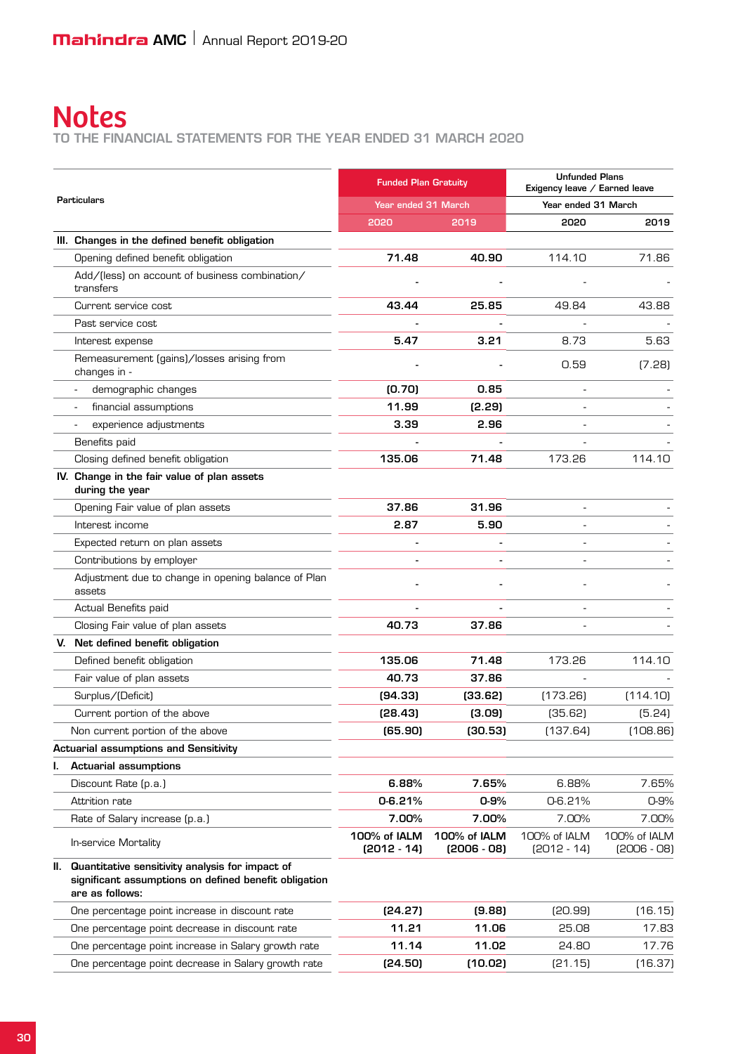# Notes

TO THE FINANCIAL STATEMENTS FOR THE YEAR ENDED 31 MARCH 2020

| Particulars | Funded Plan Gratuity | | Unfunded Plans Exigency leave / Earned leave | |
|---|---|---|---|---|
| | Year ended 31 March | | Year ended 31 March | |
| | 2020 | 2019 | 2020 | 2019 |
| **III. Changes in the defined benefit obligation** | | | | |
| Opening defined benefit obligation | **71.48** | **40.90** | 114.10 | 71.86 |
| Add/(less) on account of business combination/ transfers | **-** | **-** | - | - |
| Current service cost | **43.44** | **25.85** | 49.84 | 43.88 |
| Past service cost | **-** | **-** | - | - |
| Interest expense | **5.47** | **3.21** | 8.73 | 5.63 |
| Remeasurement (gains)/losses arising from changes in - | **-** | **-** | 0.59 | (7.28) |
| - demographic changes | **(0.70)** | **0.85** | - | - |
| - financial assumptions | **11.99** | **(2.29)** | - | - |
| - experience adjustments | **3.39** | **2.96** | - | - |
| Benefits paid | **-** | **-** | - | - |
| Closing defined benefit obligation | **135.06** | **71.48** | 173.26 | 114.10 |
| **IV. Change in the fair value of plan assets during the year** | | | | |
| Opening Fair value of plan assets | **37.86** | **31.96** | - | - |
| Interest income | **2.87** | **5.90** | - | - |
| Expected return on plan assets | **-** | **-** | - | - |
| Contributions by employer | **-** | **-** | - | - |
| Adjustment due to change in opening balance of Plan assets | **-** | **-** | - | - |
| Actual Benefits paid | **-** | **-** | - | - |
| Closing Fair value of plan assets | **40.73** | **37.86** | - | - |
| **V. Net defined benefit obligation** | | | | |
| Defined benefit obligation | **135.06** | **71.48** | 173.26 | 114.10 |
| Fair value of plan assets | **40.73** | **37.86** | - | - |
| Surplus/(Deficit) | **(94.33)** | **(33.62)** | (173.26) | (114.10) |
| Current portion of the above | **(28.43)** | **(3.09)** | (35.62) | (5.24) |
| Non current portion of the above | **(65.90)** | **(30.53)** | (137.64) | (108.86) |
| **Actuarial assumptions and Sensitivity** | | | | |
| **I. Actuarial assumptions** | | | | |
| Discount Rate (p.a.) | **6.88%** | **7.65%** | 6.88% | 7.65% |
| Attrition rate | **0-6.21%** | **0-9%** | 0-6.21% | 0-9% |
| Rate of Salary increase (p.a.) | **7.00%** | **7.00%** | 7.00% | 7.00% |
| In-service Mortality | **100% of IALM (2012 - 14)** | **100% of IALM (2006 - 08)** | 100% of IALM (2012 - 14) | 100% of IALM (2006 - 08) |
| **II. Quantitative sensitivity analysis for impact of significant assumptions on defined benefit obligation are as follows:** | | | | |
| One percentage point increase in discount rate | **(24.27)** | **(9.88)** | (20.99) | (16.15) |
| One percentage point decrease in discount rate | **11.21** | **11.06** | 25.08 | 17.83 |
| One percentage point increase in Salary growth rate | **11.14** | **11.02** | 24.80 | 17.76 |
| One percentage point decrease in Salary growth rate | **(24.50)** | **(10.02)** | (21.15) | (16.37) |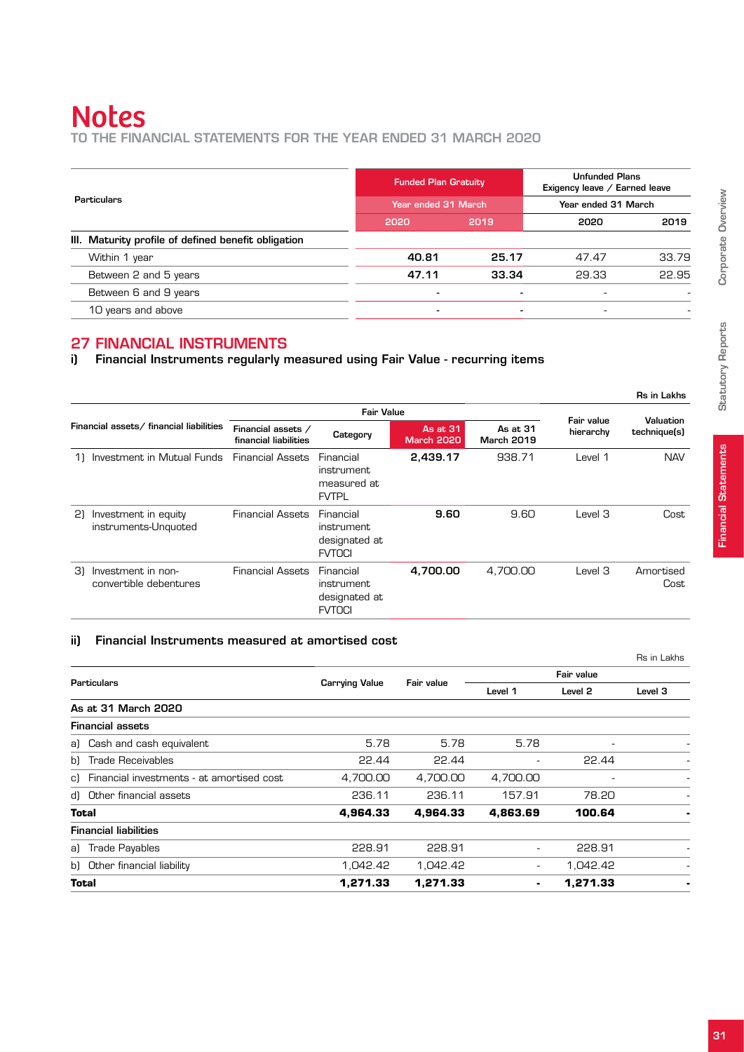# Notes

TO THE FINANCIAL STATEMENTS FOR THE YEAR ENDED 31 MARCH 2020

| Particulars | Funded Plan Gratuity | | Unfunded Plans Exigency leave / Earned leave | |
|---|---|---|---|---|
| | Year ended 31 March | | Year ended 31 March | |
| | 2020 | 2019 | 2020 | 2019 |
| III. Maturity profile of defined benefit obligation | | | | |
| Within 1 year | **40.81** | **25.17** | 47.47 | 33.79 |
| Between 2 and 5 years | **47.11** | **33.34** | 29.33 | 22.95 |
| Between 6 and 9 years | - | - | - | - |
| 10 years and above | - | - | - | - |

## 27 FINANCIAL INSTRUMENTS

### i) Financial Instruments regularly measured using Fair Value - recurring items

Rs in Lakhs

| Financial assets/ financial liabilities | Fair Value | | | | Fair value hierarchy | Valuation technique(s) |
|---|---|---|---|---|---|---|
| | Financial assets / financial liabilities | Category | As at 31 March 2020 | As at 31 March 2019 | | |
| 1) Investment in Mutual Funds | Financial Assets | Financial instrument measured at FVTPL | **2,439.17** | 938.71 | Level 1 | NAV |
| 2) Investment in equity instruments-Unquoted | Financial Assets | Financial instrument designated at FVTOCI | **9.60** | 9.60 | Level 3 | Cost |
| 3) Investment in non-convertible debentures | Financial Assets | Financial instrument designated at FVTOCI | **4,700.00** | 4,700.00 | Level 3 | Amortised Cost |

### ii) Financial Instruments measured at amortised cost

Rs in Lakhs

| Particulars | Carrying Value | Fair value | Fair value | | |
|---|---|---|---|---|---|
| | | | Level 1 | Level 2 | Level 3 |
| **As at 31 March 2020** | | | | | |
| **Financial assets** | | | | | |
| a) Cash and cash equivalent | 5.78 | 5.78 | 5.78 | - | - |
| b) Trade Receivables | 22.44 | 22.44 | - | 22.44 | - |
| c) Financial investments - at amortised cost | 4,700.00 | 4,700.00 | 4,700.00 | - | - |
| d) Other financial assets | 236.11 | 236.11 | 157.91 | 78.20 | - |
| **Total** | **4,964.33** | **4,964.33** | **4,863.69** | **100.64** | **-** |
| **Financial liabilities** | | | | | |
| a) Trade Payables | 228.91 | 228.91 | - | 228.91 | - |
| b) Other financial liability | 1,042.42 | 1,042.42 | - | 1,042.42 | - |
| **Total** | **1,271.33** | **1,271.33** | **-** | **1,271.33** | **-** |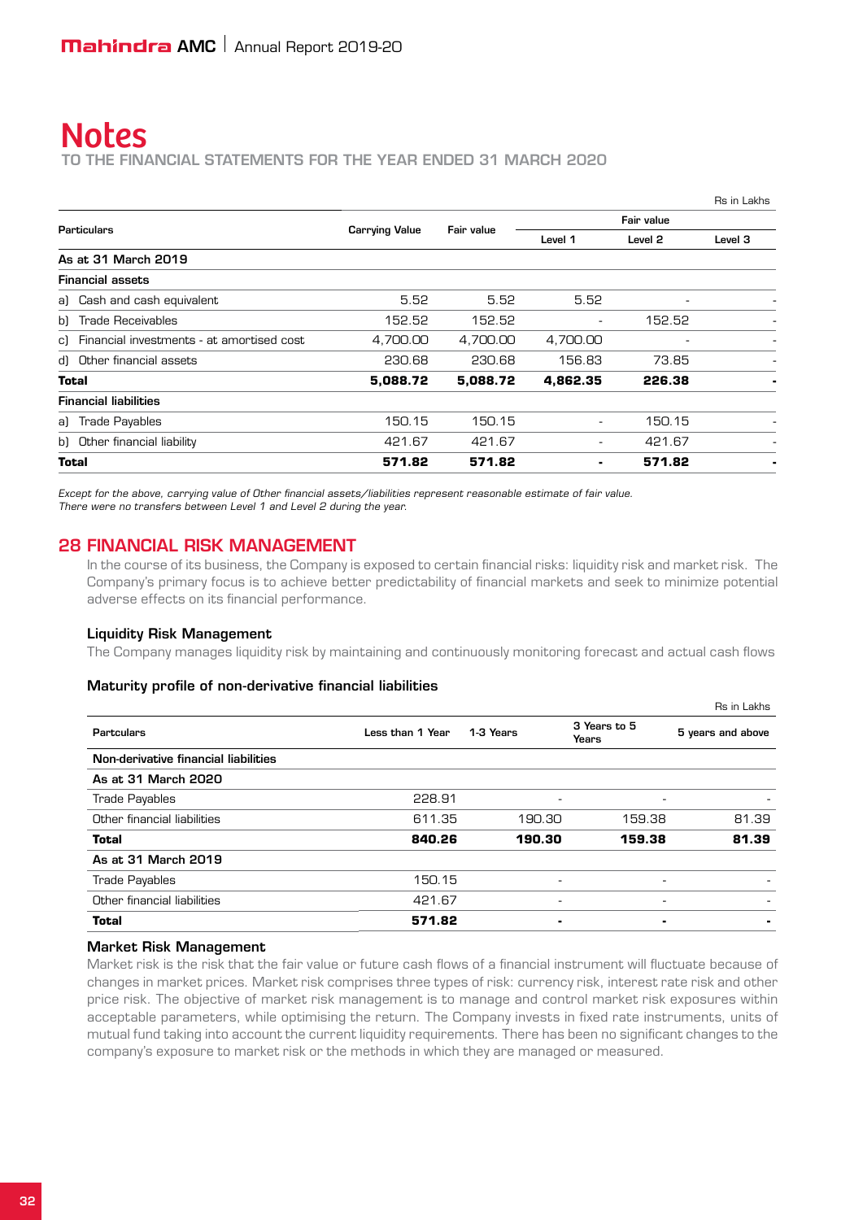# Notes

TO THE FINANCIAL STATEMENTS FOR THE YEAR ENDED 31 MARCH 2020

Rs in Lakhs

| Particulars | Carrying Value | Fair value | Fair value | | |
|---|---|---|---|---|---|
| | | | Level 1 | Level 2 | Level 3 |
| **As at 31 March 2019** | | | | | |
| **Financial assets** | | | | | |
| a) Cash and cash equivalent | 5.52 | 5.52 | 5.52 | - | - |
| b) Trade Receivables | 152.52 | 152.52 | - | 152.52 | - |
| c) Financial investments - at amortised cost | 4,700.00 | 4,700.00 | 4,700.00 | - | - |
| d) Other financial assets | 230.68 | 230.68 | 156.83 | 73.85 | - |
| **Total** | **5,088.72** | **5,088.72** | **4,862.35** | **226.38** | **-** |
| **Financial liabilities** | | | | | |
| a) Trade Payables | 150.15 | 150.15 | - | 150.15 | - |
| b) Other financial liability | 421.67 | 421.67 | - | 421.67 | - |
| **Total** | **571.82** | **571.82** | **-** | **571.82** | **-** |

*Except for the above, carrying value of Other financial assets/liabilities represent reasonable estimate of fair value.*
*There were no transfers between Level 1 and Level 2 during the year.*

## 28 FINANCIAL RISK MANAGEMENT

In the course of its business, the Company is exposed to certain financial risks: liquidity risk and market risk. The Company's primary focus is to achieve better predictability of financial markets and seek to minimize potential adverse effects on its financial performance.

### Liquidity Risk Management

The Company manages liquidity risk by maintaining and continuously monitoring forecast and actual cash flows

### Maturity profile of non-derivative financial liabilities

Rs in Lakhs

| Partculars | Less than 1 Year | 1-3 Years | 3 Years to 5 Years | 5 years and above |
|---|---|---|---|---|
| **Non-derivative financial liabilities** | | | | |
| **As at 31 March 2020** | | | | |
| Trade Payables | 228.91 | - | - | - |
| Other financial liabilities | 611.35 | 190.30 | 159.38 | 81.39 |
| **Total** | **840.26** | **190.30** | **159.38** | **81.39** |
| **As at 31 March 2019** | | | | |
| Trade Payables | 150.15 | - | - | - |
| Other financial liabilities | 421.67 | - | - | - |
| **Total** | **571.82** | **-** | **-** | **-** |

### Market Risk Management

Market risk is the risk that the fair value or future cash flows of a financial instrument will fluctuate because of changes in market prices. Market risk comprises three types of risk: currency risk, interest rate risk and other price risk. The objective of market risk management is to manage and control market risk exposures within acceptable parameters, while optimising the return. The Company invests in fixed rate instruments, units of mutual fund taking into account the current liquidity requirements. There has been no significant changes to the company's exposure to market risk or the methods in which they are managed or measured.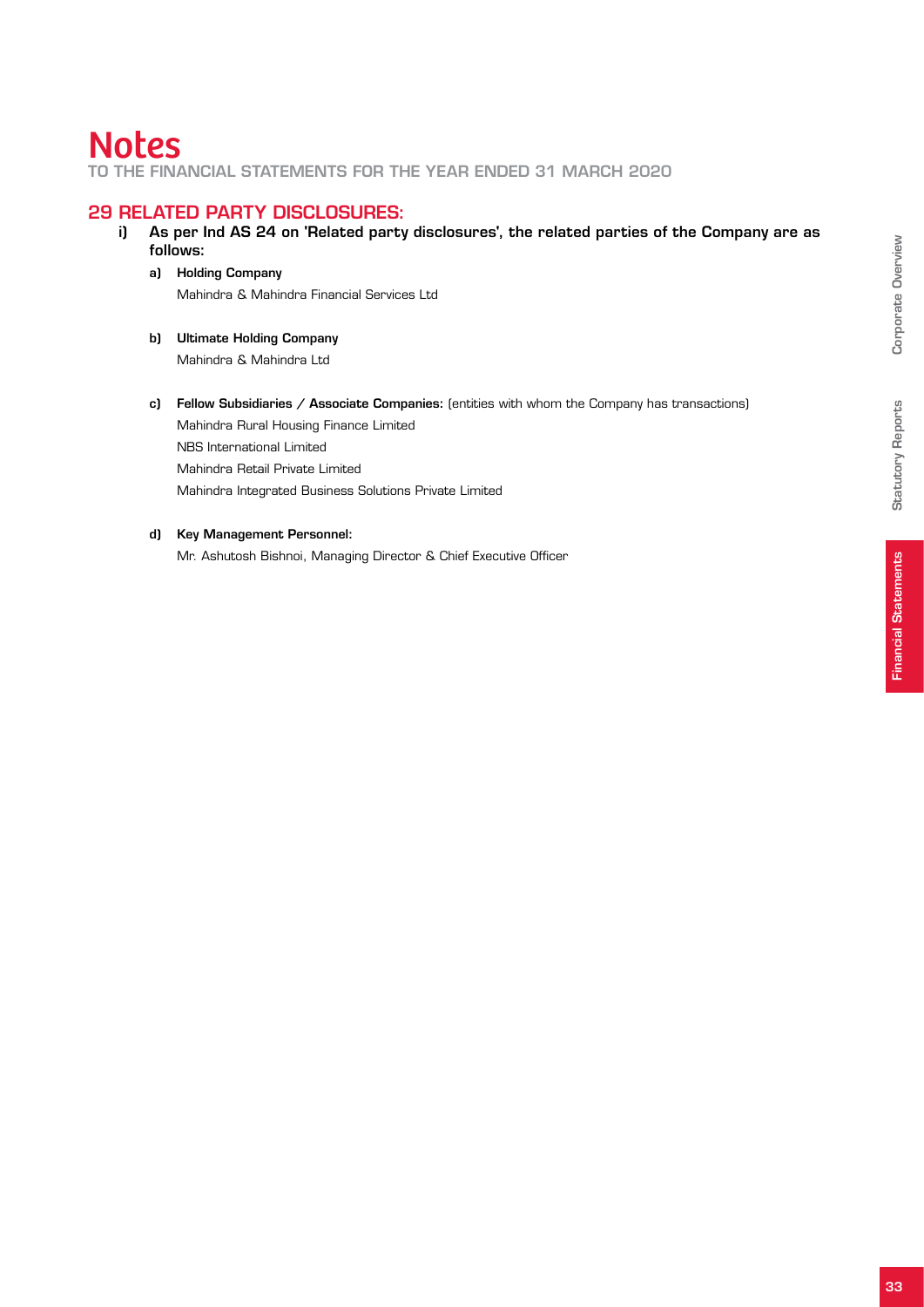# Notes

TO THE FINANCIAL STATEMENTS FOR THE YEAR ENDED 31 MARCH 2020

## 29 RELATED PARTY DISCLOSURES:

**i) As per Ind AS 24 on 'Related party disclosures', the related parties of the Company are as follows:**

**a) Holding Company**

Mahindra & Mahindra Financial Services Ltd

**b) Ultimate Holding Company**

Mahindra & Mahindra Ltd

**c) Fellow Subsidiaries / Associate Companies:** (entities with whom the Company has transactions)

Mahindra Rural Housing Finance Limited

NBS International Limited

Mahindra Retail Private Limited

Mahindra Integrated Business Solutions Private Limited

**d) Key Management Personnel:**

Mr. Ashutosh Bishnoi, Managing Director & Chief Executive Officer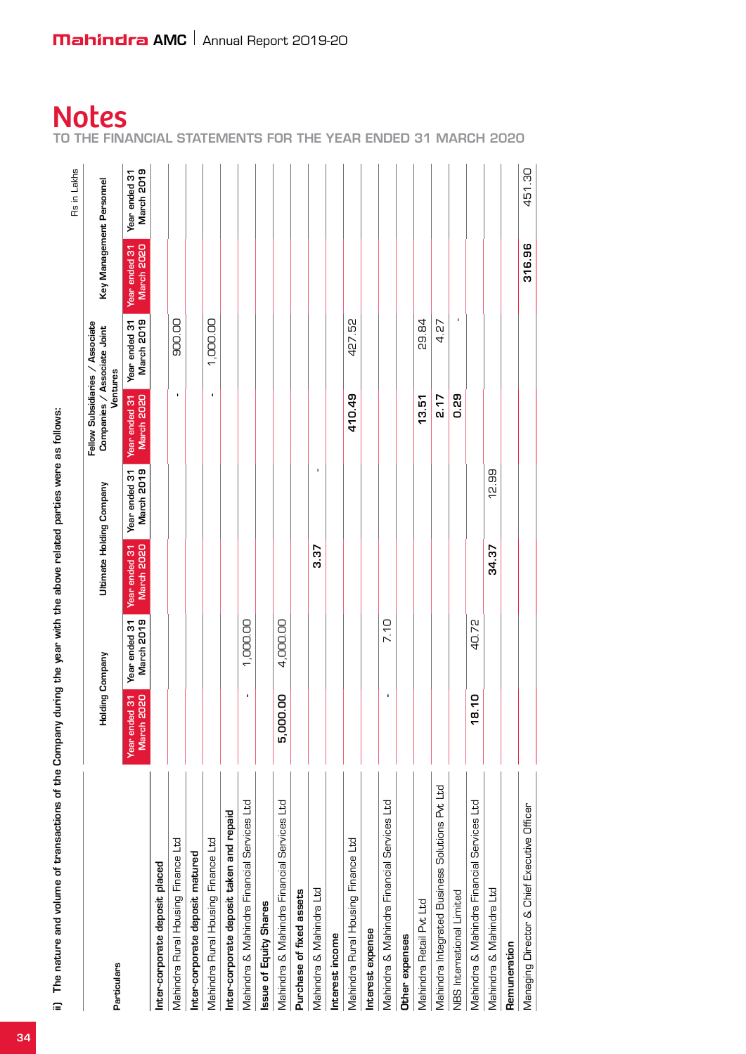# Notes

TO THE FINANCIAL STATEMENTS FOR THE YEAR ENDED 31 MARCH 2020

ii) The nature and volume of transactions of the Company during the year with the above related parties were as follows:

Rs in Lakhs

| Particulars | Holding Company | | Ultimate Holding Company | | Fellow Subsidiaries / Associate Companies / Associate Joint Ventures | | Key Management Personnel | |
|---|---|---|---|---|---|---|---|---|
| | Year ended 31 March 2020 | Year ended 31 March 2019 | Year ended 31 March 2020 | Year ended 31 March 2019 | Year ended 31 March 2020 | Year ended 31 March 2019 | Year ended 31 March 2020 | Year ended 31 March 2019 |
| **Inter-corporate deposit placed** | | | | | | | | |
| Mahindra Rural Housing Finance Ltd | | | | | - | 900.00 | | |
| **Inter-corporate deposit matured** | | | | | | | | |
| Mahindra Rural Housing Finance Ltd | | | | | - | 1,000.00 | | |
| **Inter-corporate deposit taken and repaid** | | | | | | | | |
| Mahindra & Mahindra Financial Services Ltd | - | 1,000.00 | | | | | | |
| **Issue of Equity Shares** | | | | | | | | |
| Mahindra & Mahindra Financial Services Ltd | 5,000.00 | 4,000.00 | | | | | | |
| **Purchase of fixed assets** | | | | | | | | |
| Mahindra & Mahindra Ltd | | | 3.37 | - | | | | |
| **Interest income** | | | | | | | | |
| Mahindra Rural Housing Finance Ltd | | | | | 410.49 | 427.52 | | |
| **Interest expense** | | | | | | | | |
| Mahindra & Mahindra Financial Services Ltd | - | 7.10 | | | | | | |
| **Other expenses** | | | | | | | | |
| Mahindra Retail Pvt Ltd | | | | | 13.51 | 29.84 | | |
| Mahindra Integrated Business Solutions Pvt Ltd | | | | | 2.17 | 4.27 | | |
| NBS International Limited | | | | | 0.29 | - | | |
| Mahindra & Mahindra Financial Services Ltd | 18.10 | 40.72 | | | | | | |
| Mahindra & Mahindra Ltd | | | 34.37 | 12.99 | | | | |
| **Remuneration** | | | | | | | | |
| Managing Director & Chief Executive Officer | | | | | | | 316.96 | 451.30 |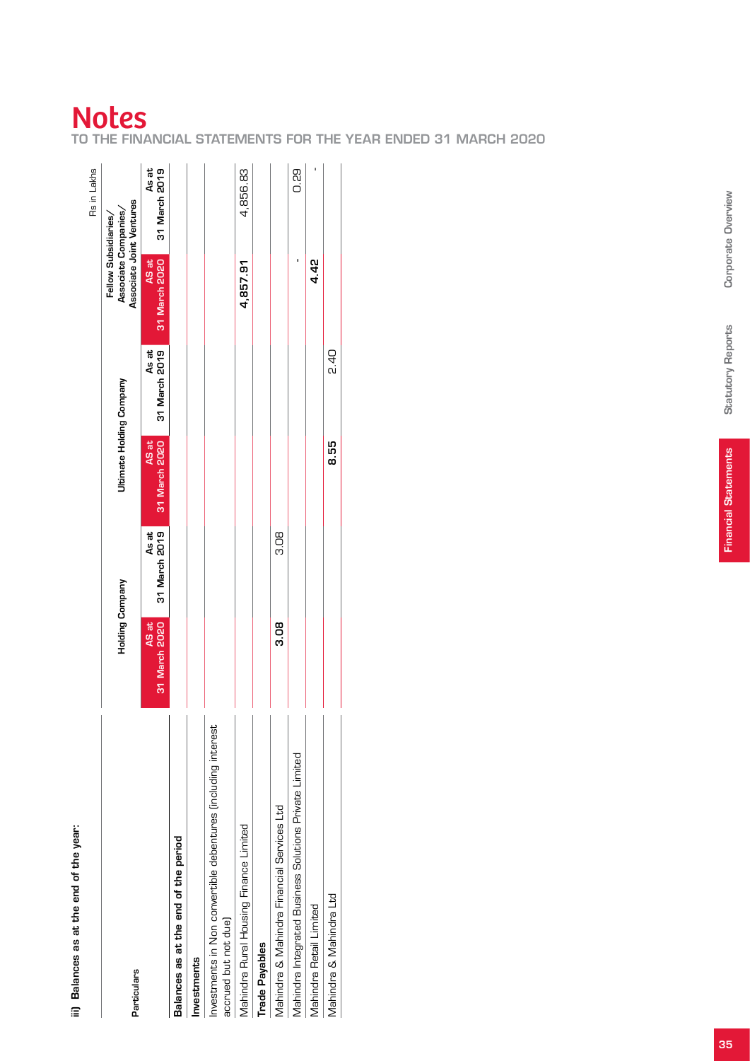# Notes

TO THE FINANCIAL STATEMENTS FOR THE YEAR ENDED 31 MARCH 2020

**iii) Balances as at the end of the year:**

Rs in Lakhs

| Particulars | Holding Company | | Ultimate Holding Company | | Fellow Subsidiaries/ Associate Companies/ Associate Joint Ventures | |
|---|---|---|---|---|---|---|
| | AS at 31 March 2020 | As at 31 March 2019 | AS at 31 March 2020 | As at 31 March 2019 | AS at 31 March 2020 | As at 31 March 2019 |
| **Balances as at the end of the period** | | | | | | |
| **Investments** | | | | | | |
| Investments in Non convertible debentures (including interest accrued but not due) | | | | | | |
| Mahindra Rural Housing Finance Limited | | | | | 4,857.91 | 4,856.83 |
| **Trade Payables** | | | | | | |
| Mahindra & Mahindra Financial Services Ltd | 3.08 | 3.08 | | | | |
| Mahindra Integrated Business Solutions Private Limited | | | | | - | 0.29 |
| Mahindra Retail Limited | | | | | 4.42 | - |
| Mahindra & Mahindra Ltd | | | 8.55 | 2.40 | | |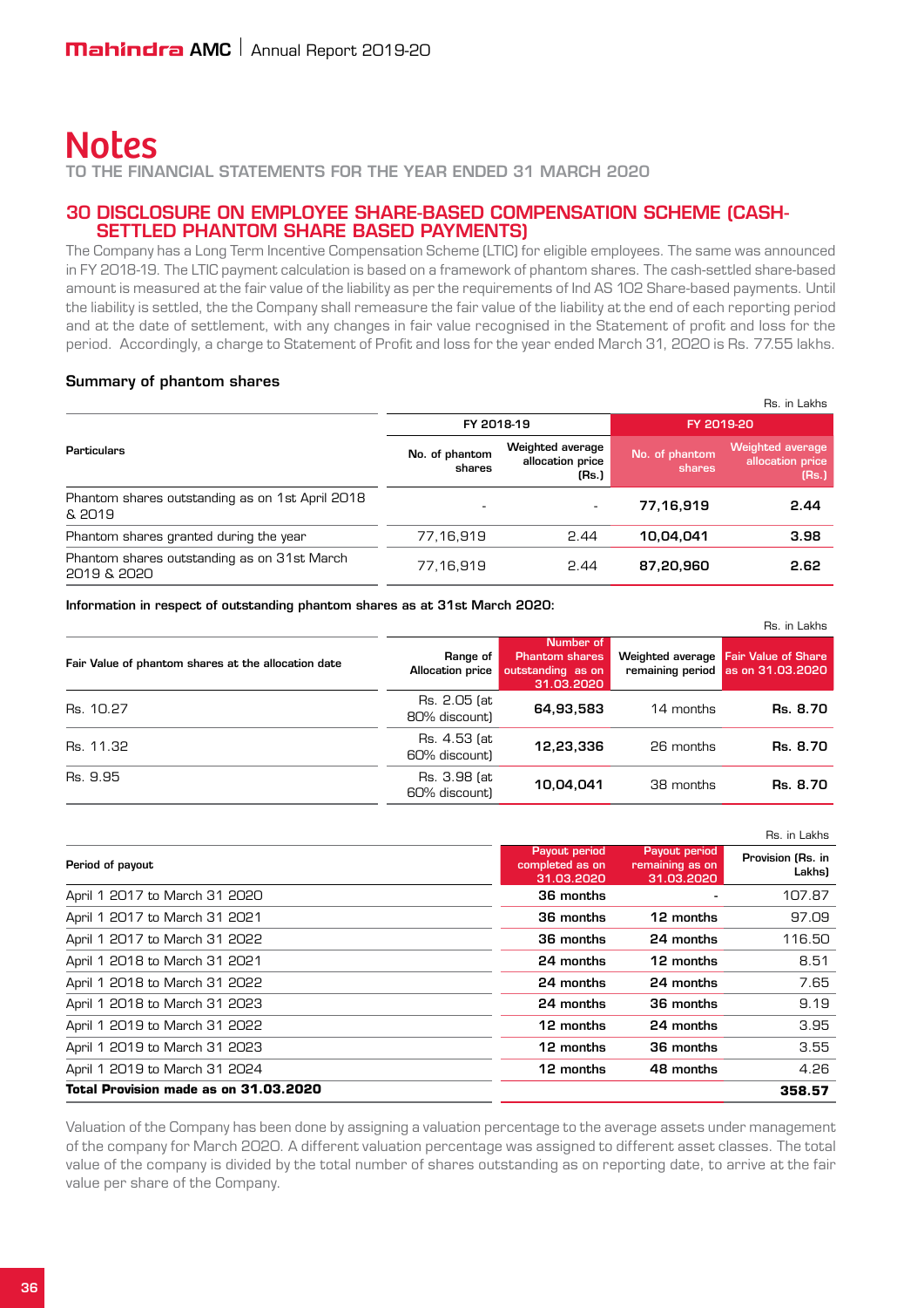# Notes

TO THE FINANCIAL STATEMENTS FOR THE YEAR ENDED 31 MARCH 2020

## 30 DISCLOSURE ON EMPLOYEE SHARE-BASED COMPENSATION SCHEME (CASH-SETTLED PHANTOM SHARE BASED PAYMENTS)

The Company has a Long Term Incentive Compensation Scheme (LTIC) for eligible employees. The same was announced in FY 2018-19. The LTIC payment calculation is based on a framework of phantom shares. The cash-settled share-based amount is measured at the fair value of the liability as per the requirements of Ind AS 102 Share-based payments. Until the liability is settled, the the Company shall remeasure the fair value of the liability at the end of each reporting period and at the date of settlement, with any changes in fair value recognised in the Statement of profit and loss for the period. Accordingly, a charge to Statement of Profit and loss for the year ended March 31, 2020 is Rs. 77.55 lakhs.

### Summary of phantom shares

Rs. in Lakhs

| Particulars | FY 2018-19 | | FY 2019-20 | |
|---|---|---|---|---|
| | No. of phantom shares | Weighted average allocation price (Rs.) | No. of phantom shares | Weighted average allocation price (Rs.) |
| Phantom shares outstanding as on 1st April 2018 & 2019 | - | - | **77,16,919** | **2.44** |
| Phantom shares granted during the year | 77,16,919 | 2.44 | **10,04,041** | **3.98** |
| Phantom shares outstanding as on 31st March 2019 & 2020 | 77,16,919 | 2.44 | **87,20,960** | **2.62** |

**Information in respect of outstanding phantom shares as at 31st March 2020:**

Rs. in Lakhs

| Fair Value of phantom shares at the allocation date | Range of Allocation price | Number of Phantom shares outstanding as on 31.03.2020 | Weighted average remaining period | Fair Value of Share as on 31.03.2020 |
|---|---|---|---|---|
| Rs. 10.27 | Rs. 2.05 (at 80% discount) | **64,93,583** | 14 months | **Rs. 8.70** |
| Rs. 11.32 | Rs. 4.53 (at 60% discount) | **12,23,336** | 26 months | **Rs. 8.70** |
| Rs. 9.95 | Rs. 3.98 (at 60% discount) | **10,04,041** | 38 months | **Rs. 8.70** |

Rs. in Lakhs

| Period of payout | Payout period completed as on 31.03.2020 | Payout period remaining as on 31.03.2020 | Provision (Rs. in Lakhs) |
|---|---|---|---|
| April 1 2017 to March 31 2020 | **36 months** | - | 107.87 |
| April 1 2017 to March 31 2021 | **36 months** | **12 months** | 97.09 |
| April 1 2017 to March 31 2022 | **36 months** | **24 months** | 116.50 |
| April 1 2018 to March 31 2021 | **24 months** | **12 months** | 8.51 |
| April 1 2018 to March 31 2022 | **24 months** | **24 months** | 7.65 |
| April 1 2018 to March 31 2023 | **24 months** | **36 months** | 9.19 |
| April 1 2019 to March 31 2022 | **12 months** | **24 months** | 3.95 |
| April 1 2019 to March 31 2023 | **12 months** | **36 months** | 3.55 |
| April 1 2019 to March 31 2024 | **12 months** | **48 months** | 4.26 |
| **Total Provision made as on 31.03.2020** | | | **358.57** |

Valuation of the Company has been done by assigning a valuation percentage to the average assets under management of the company for March 2020. A different valuation percentage was assigned to different asset classes. The total value of the company is divided by the total number of shares outstanding as on reporting date, to arrive at the fair value per share of the Company.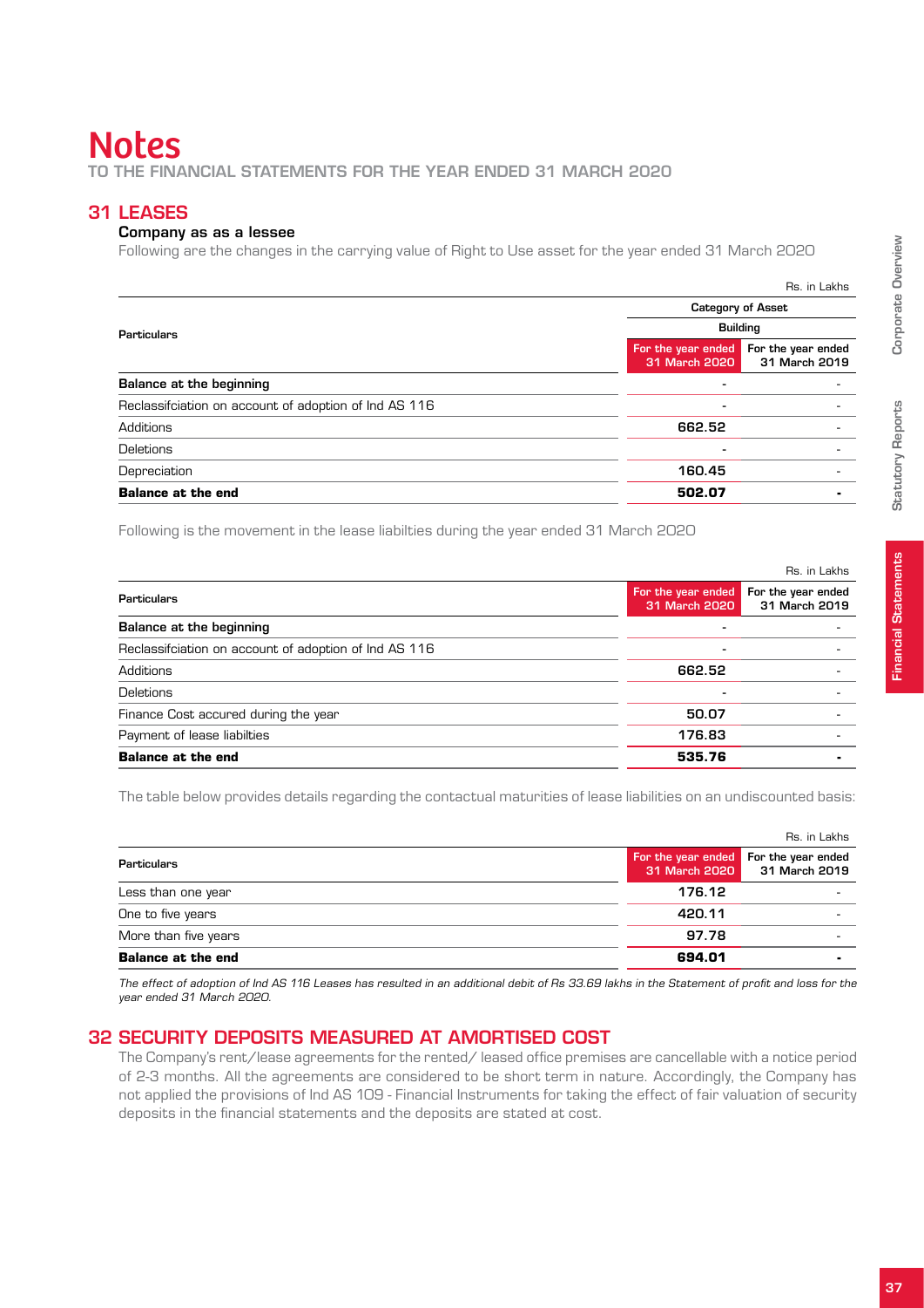# Notes

TO THE FINANCIAL STATEMENTS FOR THE YEAR ENDED 31 MARCH 2020

## 31 LEASES

### Company as as a lessee

Following are the changes in the carrying value of Right to Use asset for the year ended 31 March 2020

Rs. in Lakhs

| Particulars | Category of Asset | |
|---|---|---|
| | Building | |
| | For the year ended 31 March 2020 | For the year ended 31 March 2019 |
| **Balance at the beginning** | - | - |
| Reclassifciation on account of adoption of Ind AS 116 | - | - |
| Additions | 662.52 | - |
| Deletions | - | - |
| Depreciation | 160.45 | - |
| **Balance at the end** | **502.07** | **-** |

Following is the movement in the lease liabilties during the year ended 31 March 2020

Rs. in Lakhs

| Particulars | For the year ended 31 March 2020 | For the year ended 31 March 2019 |
|---|---|---|
| **Balance at the beginning** | - | - |
| Reclassifciation on account of adoption of Ind AS 116 | - | - |
| Additions | 662.52 | - |
| Deletions | - | - |
| Finance Cost accured during the year | 50.07 | - |
| Payment of lease liabilties | 176.83 | - |
| **Balance at the end** | **535.76** | **-** |

The table below provides details regarding the contactual maturities of lease liabilities on an undiscounted basis:

Rs. in Lakhs

| Particulars | For the year ended 31 March 2020 | For the year ended 31 March 2019 |
|---|---|---|
| Less than one year | 176.12 | - |
| One to five years | 420.11 | - |
| More than five years | 97.78 | - |
| **Balance at the end** | **694.01** | **-** |

*The effect of adoption of Ind AS 116 Leases has resulted in an additional debit of Rs 33.69 lakhs in the Statement of profit and loss for the year ended 31 March 2020.*

## 32 SECURITY DEPOSITS MEASURED AT AMORTISED COST

The Company's rent/lease agreements for the rented/ leased office premises are cancellable with a notice period of 2-3 months. All the agreements are considered to be short term in nature. Accordingly, the Company has not applied the provisions of Ind AS 109 - Financial Instruments for taking the effect of fair valuation of security deposits in the financial statements and the deposits are stated at cost.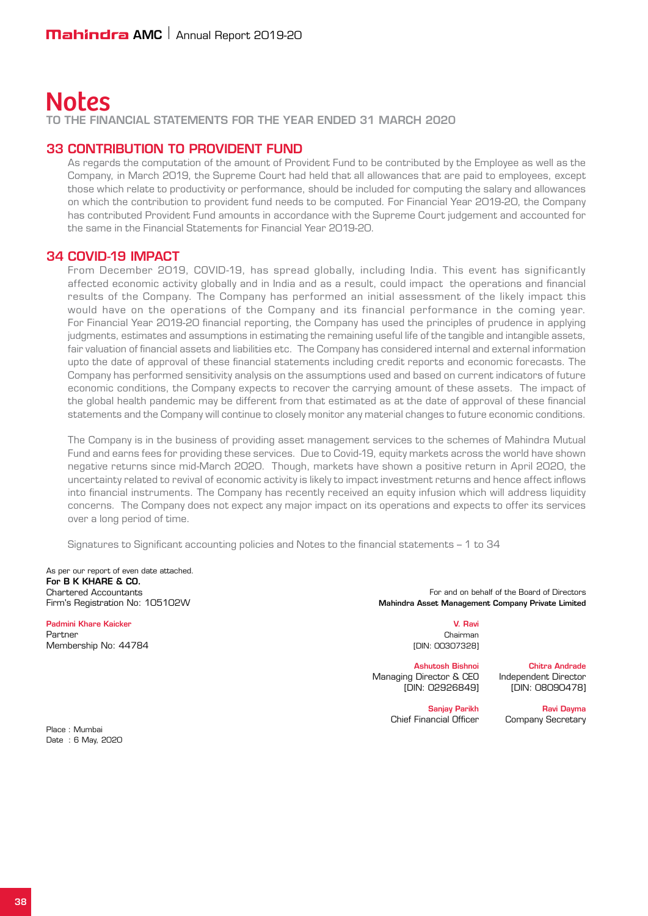# Notes

TO THE FINANCIAL STATEMENTS FOR THE YEAR ENDED 31 MARCH 2020

## 33 CONTRIBUTION TO PROVIDENT FUND

As regards the computation of the amount of Provident Fund to be contributed by the Employee as well as the Company, in March 2019, the Supreme Court had held that all allowances that are paid to employees, except those which relate to productivity or performance, should be included for computing the salary and allowances on which the contribution to provident fund needs to be computed. For Financial Year 2019-20, the Company has contributed Provident Fund amounts in accordance with the Supreme Court judgement and accounted for the same in the Financial Statements for Financial Year 2019-20.

## 34 COVID-19 IMPACT

From December 2019, COVID-19, has spread globally, including India. This event has significantly affected economic activity globally and in India and as a result, could impact the operations and financial results of the Company. The Company has performed an initial assessment of the likely impact this would have on the operations of the Company and its financial performance in the coming year. For Financial Year 2019-20 financial reporting, the Company has used the principles of prudence in applying judgments, estimates and assumptions in estimating the remaining useful life of the tangible and intangible assets, fair valuation of financial assets and liabilities etc. The Company has considered internal and external information upto the date of approval of these financial statements including credit reports and economic forecasts. The Company has performed sensitivity analysis on the assumptions used and based on current indicators of future economic conditions, the Company expects to recover the carrying amount of these assets. The impact of the global health pandemic may be different from that estimated as at the date of approval of these financial statements and the Company will continue to closely monitor any material changes to future economic conditions.

The Company is in the business of providing asset management services to the schemes of Mahindra Mutual Fund and earns fees for providing these services. Due to Covid-19, equity markets across the world have shown negative returns since mid-March 2020. Though, markets have shown a positive return in April 2020, the uncertainty related to revival of economic activity is likely to impact investment returns and hence affect inflows into financial instruments. The Company has recently received an equity infusion which will address liquidity concerns. The Company does not expect any major impact on its operations and expects to offer its services over a long period of time.

Signatures to Significant accounting policies and Notes to the financial statements – 1 to 34

As per our report of even date attached.
**For B K KHARE & CO.**
Chartered Accountants
Firm's Registration No: 105102W

**Padmini Khare Kaicker**
Partner
Membership No: 44784

Place : Mumbai
Date : 6 May, 2020

For and on behalf of the Board of Directors
**Mahindra Asset Management Company Private Limited**

**V. Ravi**
Chairman
[DIN: 00307328]

**Ashutosh Bishnoi**
Managing Director & CEO
[DIN: 02926849]

**Chitra Andrade**
Independent Director
[DIN: 08090478]

**Sanjay Parikh**
Chief Financial Officer

**Ravi Dayma**
Company Secretary